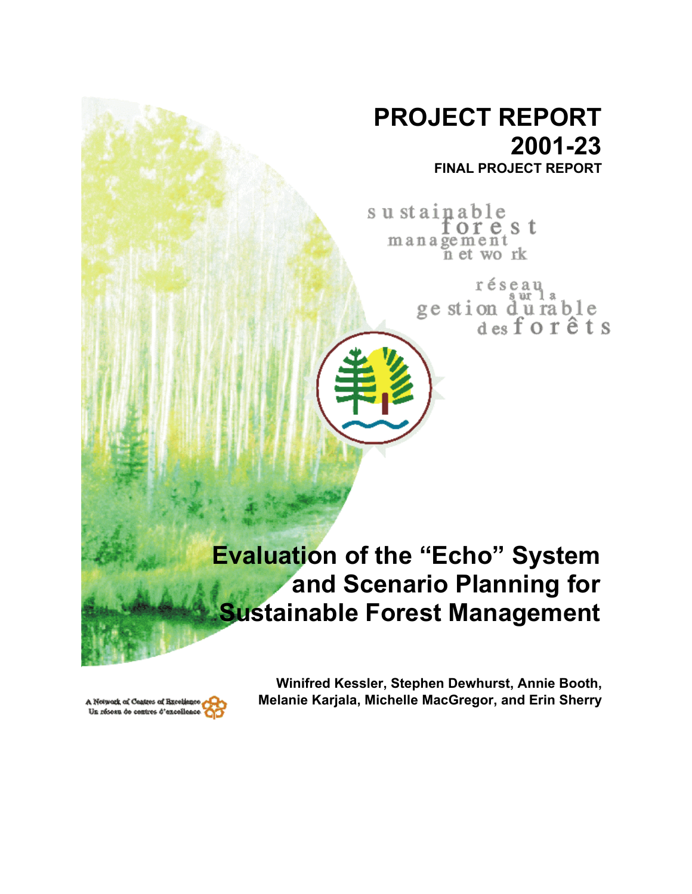# PROJECT REPORT 2001-23

**FINAL PROJECT REPORT**

sustainable forest management network

réseau sur la gestion durable des forêts

# Evaluation of the "Echo" System and Scenario Planning for Sustainable Forest Management

**Winifred Kessler, Stephen Dewhurst, Annie Booth, Melanie Karjala, Michelle MacGregor, and Erin Sherry**

A Network of Centres of Excellence
Un réseau de centres d'excellence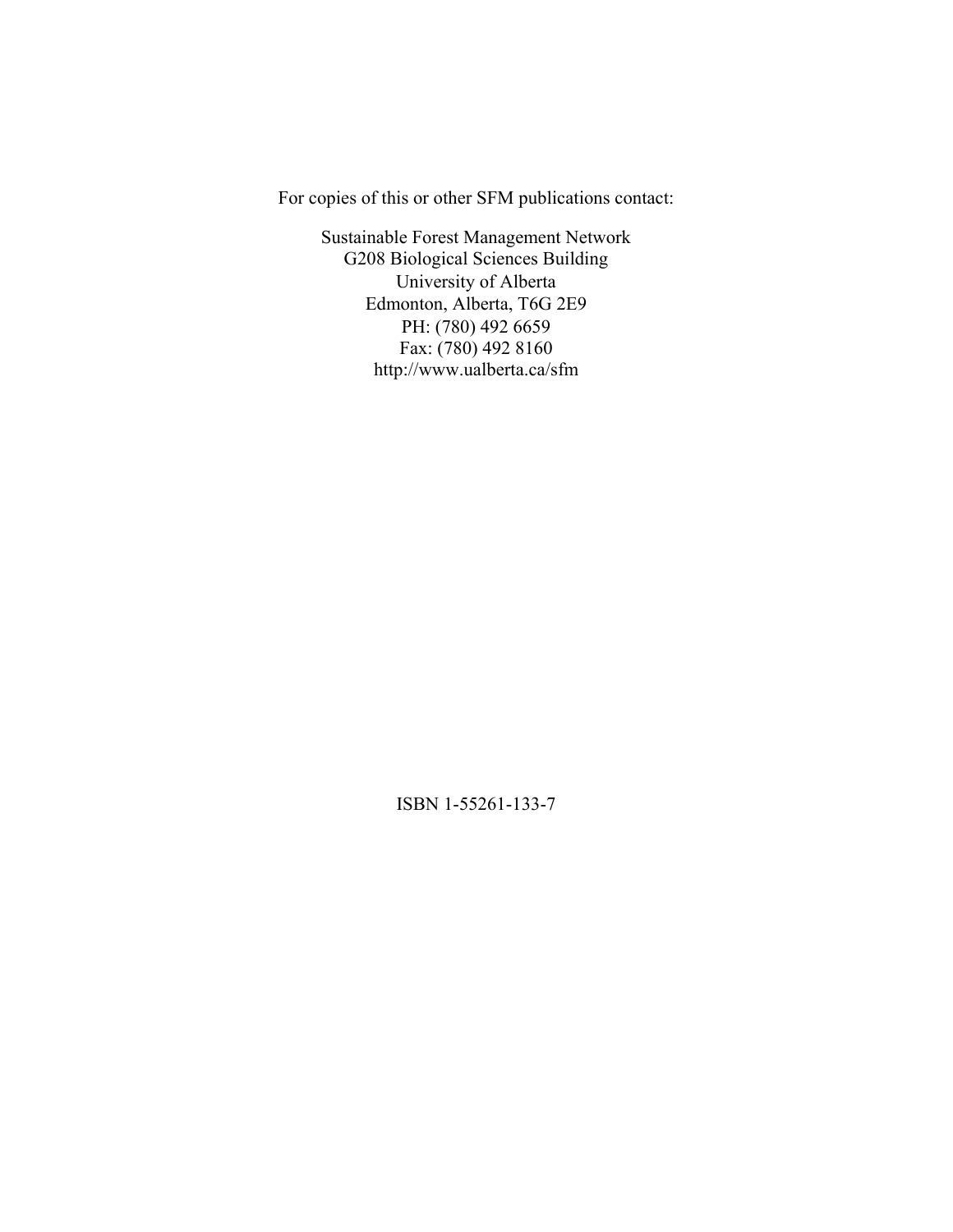For copies of this or other SFM publications contact:

Sustainable Forest Management Network
G208 Biological Sciences Building
University of Alberta
Edmonton, Alberta, T6G 2E9
PH: (780) 492 6659
Fax: (780) 492 8160
http://www.ualberta.ca/sfm

ISBN 1-55261-133-7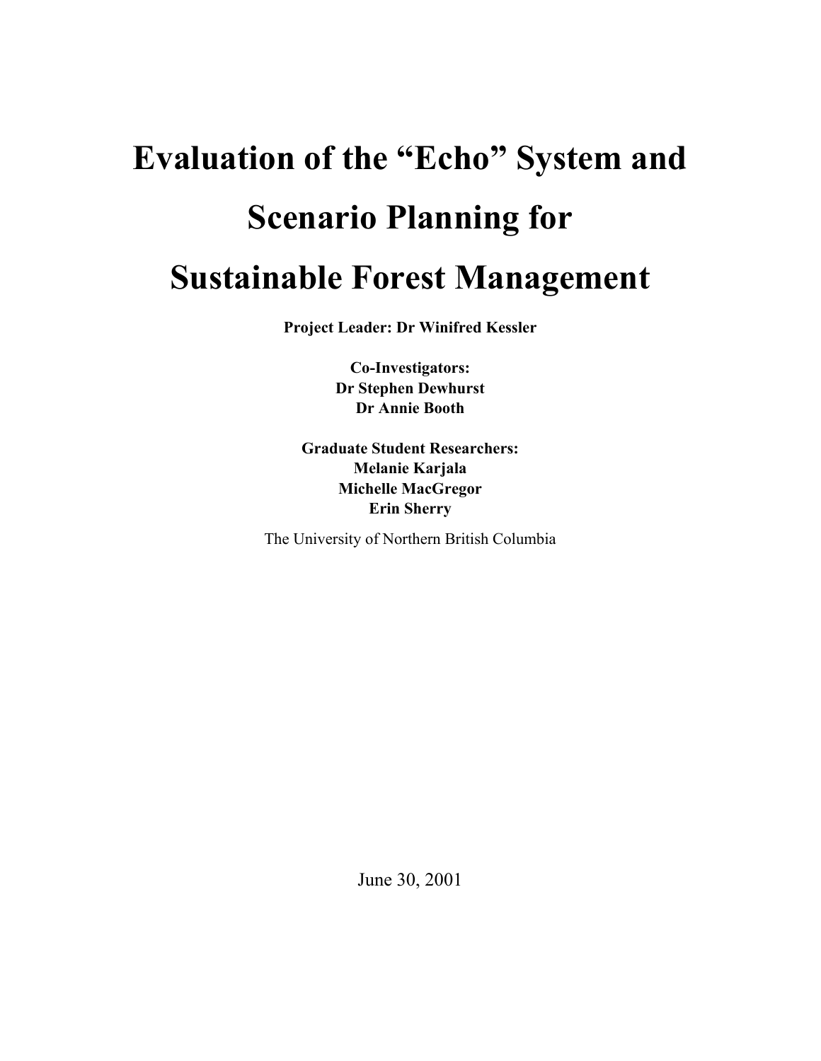# Evaluation of the "Echo" System and Scenario Planning for Sustainable Forest Management

**Project Leader: Dr Winifred Kessler**

**Co-Investigators:**
**Dr Stephen Dewhurst**
**Dr Annie Booth**

**Graduate Student Researchers:**
**Melanie Karjala**
**Michelle MacGregor**
**Erin Sherry**

The University of Northern British Columbia

June 30, 2001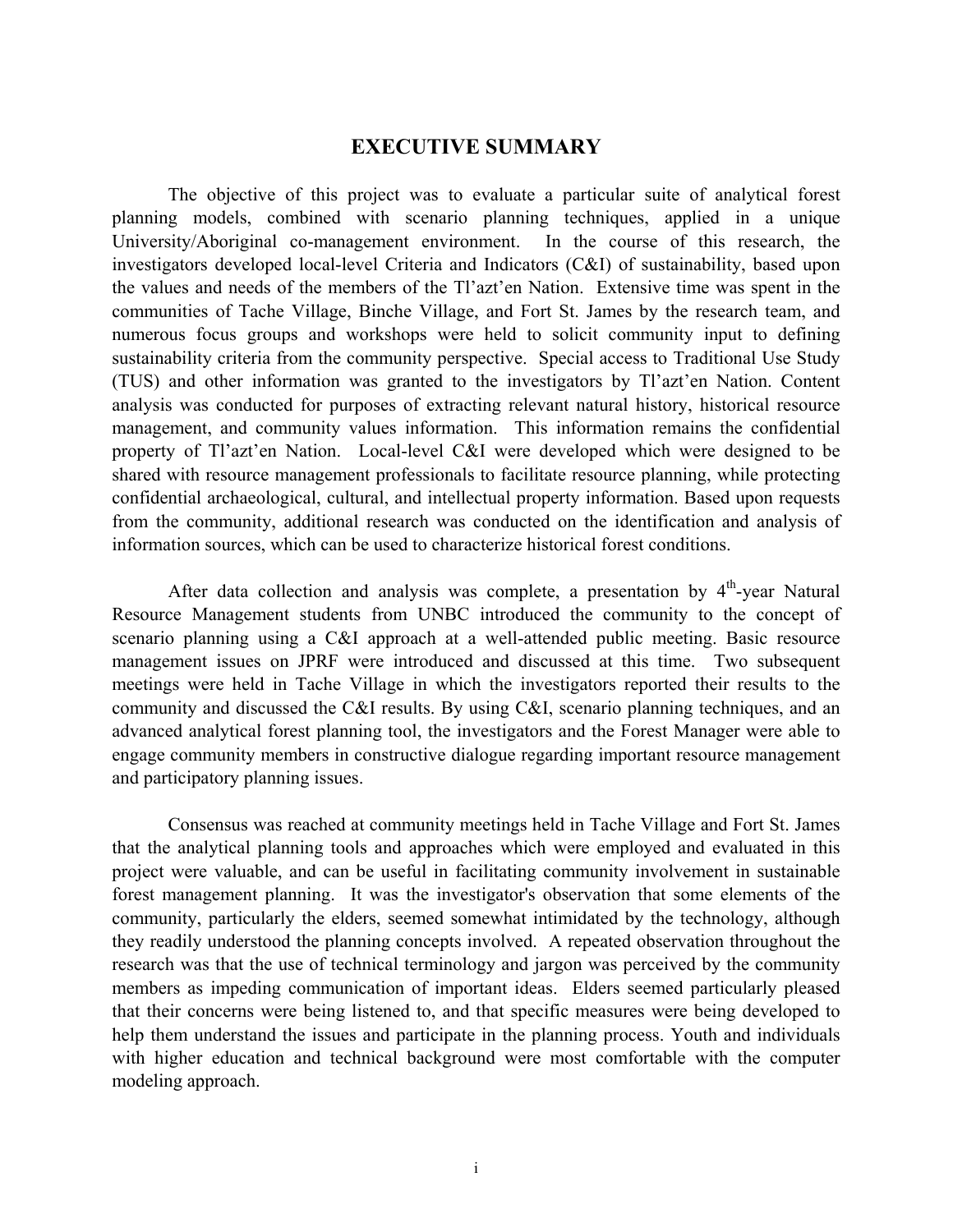# EXECUTIVE SUMMARY

The objective of this project was to evaluate a particular suite of analytical forest planning models, combined with scenario planning techniques, applied in a unique University/Aboriginal co-management environment. In the course of this research, the investigators developed local-level Criteria and Indicators (C&I) of sustainability, based upon the values and needs of the members of the Tl'azt'en Nation. Extensive time was spent in the communities of Tache Village, Binche Village, and Fort St. James by the research team, and numerous focus groups and workshops were held to solicit community input to defining sustainability criteria from the community perspective. Special access to Traditional Use Study (TUS) and other information was granted to the investigators by Tl'azt'en Nation. Content analysis was conducted for purposes of extracting relevant natural history, historical resource management, and community values information. This information remains the confidential property of Tl'azt'en Nation. Local-level C&I were developed which were designed to be shared with resource management professionals to facilitate resource planning, while protecting confidential archaeological, cultural, and intellectual property information. Based upon requests from the community, additional research was conducted on the identification and analysis of information sources, which can be used to characterize historical forest conditions.

After data collection and analysis was complete, a presentation by 4th-year Natural Resource Management students from UNBC introduced the community to the concept of scenario planning using a C&I approach at a well-attended public meeting. Basic resource management issues on JPRF were introduced and discussed at this time. Two subsequent meetings were held in Tache Village in which the investigators reported their results to the community and discussed the C&I results. By using C&I, scenario planning techniques, and an advanced analytical forest planning tool, the investigators and the Forest Manager were able to engage community members in constructive dialogue regarding important resource management and participatory planning issues.

Consensus was reached at community meetings held in Tache Village and Fort St. James that the analytical planning tools and approaches which were employed and evaluated in this project were valuable, and can be useful in facilitating community involvement in sustainable forest management planning. It was the investigator's observation that some elements of the community, particularly the elders, seemed somewhat intimidated by the technology, although they readily understood the planning concepts involved. A repeated observation throughout the research was that the use of technical terminology and jargon was perceived by the community members as impeding communication of important ideas. Elders seemed particularly pleased that their concerns were being listened to, and that specific measures were being developed to help them understand the issues and participate in the planning process. Youth and individuals with higher education and technical background were most comfortable with the computer modeling approach.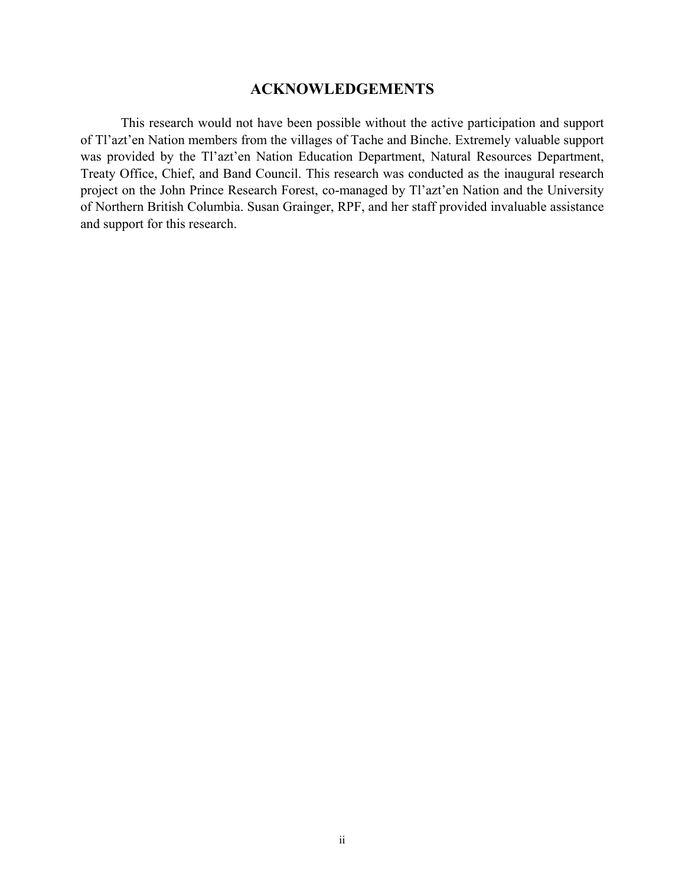## ACKNOWLEDGEMENTS

This research would not have been possible without the active participation and support of Tl'azt'en Nation members from the villages of Tache and Binche. Extremely valuable support was provided by the Tl'azt'en Nation Education Department, Natural Resources Department, Treaty Office, Chief, and Band Council. This research was conducted as the inaugural research project on the John Prince Research Forest, co-managed by Tl'azt'en Nation and the University of Northern British Columbia. Susan Grainger, RPF, and her staff provided invaluable assistance and support for this research.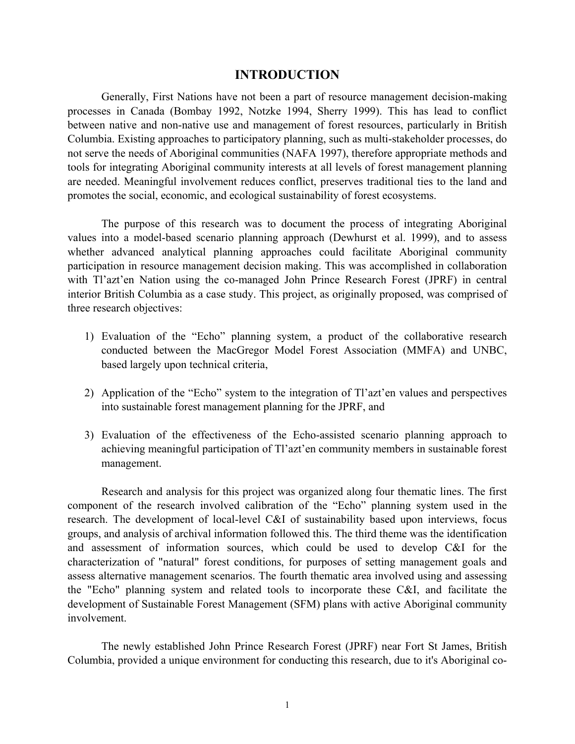# INTRODUCTION

Generally, First Nations have not been a part of resource management decision-making processes in Canada (Bombay 1992, Notzke 1994, Sherry 1999). This has lead to conflict between native and non-native use and management of forest resources, particularly in British Columbia. Existing approaches to participatory planning, such as multi-stakeholder processes, do not serve the needs of Aboriginal communities (NAFA 1997), therefore appropriate methods and tools for integrating Aboriginal community interests at all levels of forest management planning are needed. Meaningful involvement reduces conflict, preserves traditional ties to the land and promotes the social, economic, and ecological sustainability of forest ecosystems.

The purpose of this research was to document the process of integrating Aboriginal values into a model-based scenario planning approach (Dewhurst et al. 1999), and to assess whether advanced analytical planning approaches could facilitate Aboriginal community participation in resource management decision making. This was accomplished in collaboration with Tl'azt'en Nation using the co-managed John Prince Research Forest (JPRF) in central interior British Columbia as a case study. This project, as originally proposed, was comprised of three research objectives:

1) Evaluation of the "Echo" planning system, a product of the collaborative research conducted between the MacGregor Model Forest Association (MMFA) and UNBC, based largely upon technical criteria,

2) Application of the "Echo" system to the integration of Tl'azt'en values and perspectives into sustainable forest management planning for the JPRF, and

3) Evaluation of the effectiveness of the Echo-assisted scenario planning approach to achieving meaningful participation of Tl'azt'en community members in sustainable forest management.

Research and analysis for this project was organized along four thematic lines. The first component of the research involved calibration of the "Echo" planning system used in the research. The development of local-level C&I of sustainability based upon interviews, focus groups, and analysis of archival information followed this. The third theme was the identification and assessment of information sources, which could be used to develop C&I for the characterization of "natural" forest conditions, for purposes of setting management goals and assess alternative management scenarios. The fourth thematic area involved using and assessing the "Echo" planning system and related tools to incorporate these C&I, and facilitate the development of Sustainable Forest Management (SFM) plans with active Aboriginal community involvement.

The newly established John Prince Research Forest (JPRF) near Fort St James, British Columbia, provided a unique environment for conducting this research, due to it's Aboriginal co-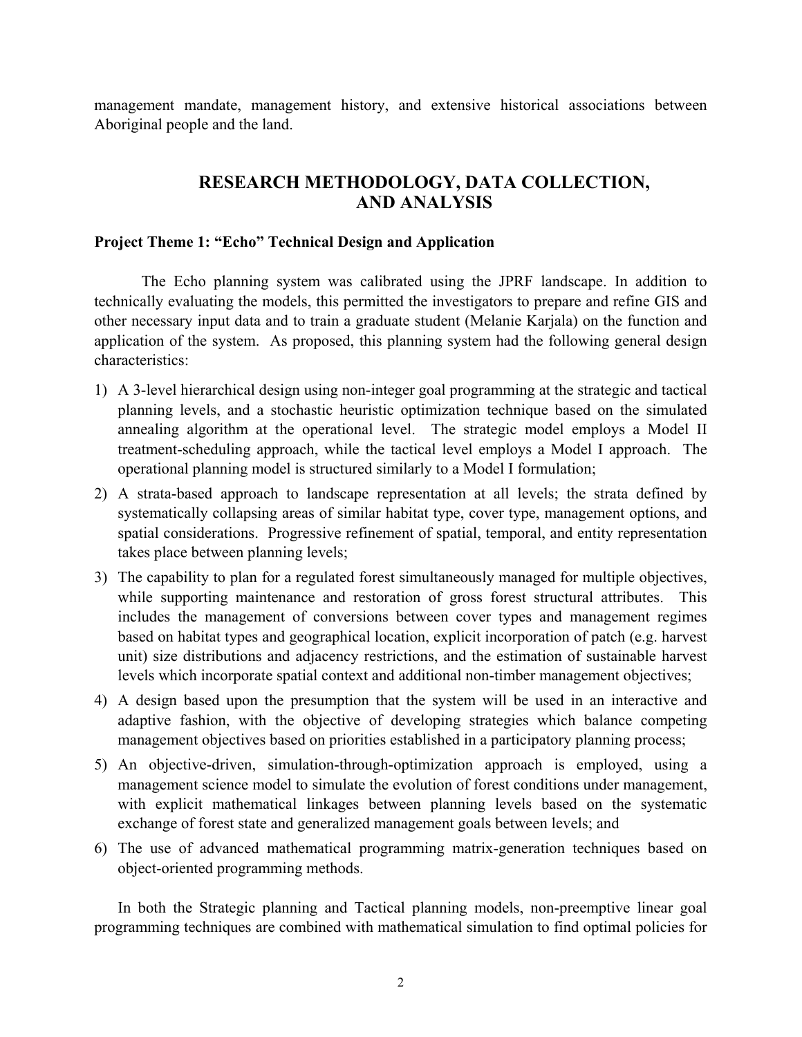management mandate, management history, and extensive historical associations between Aboriginal people and the land.

## RESEARCH METHODOLOGY, DATA COLLECTION, AND ANALYSIS

### Project Theme 1: "Echo" Technical Design and Application

The Echo planning system was calibrated using the JPRF landscape. In addition to technically evaluating the models, this permitted the investigators to prepare and refine GIS and other necessary input data and to train a graduate student (Melanie Karjala) on the function and application of the system. As proposed, this planning system had the following general design characteristics:

1) A 3-level hierarchical design using non-integer goal programming at the strategic and tactical planning levels, and a stochastic heuristic optimization technique based on the simulated annealing algorithm at the operational level. The strategic model employs a Model II treatment-scheduling approach, while the tactical level employs a Model I approach. The operational planning model is structured similarly to a Model I formulation;
2) A strata-based approach to landscape representation at all levels; the strata defined by systematically collapsing areas of similar habitat type, cover type, management options, and spatial considerations. Progressive refinement of spatial, temporal, and entity representation takes place between planning levels;
3) The capability to plan for a regulated forest simultaneously managed for multiple objectives, while supporting maintenance and restoration of gross forest structural attributes. This includes the management of conversions between cover types and management regimes based on habitat types and geographical location, explicit incorporation of patch (e.g. harvest unit) size distributions and adjacency restrictions, and the estimation of sustainable harvest levels which incorporate spatial context and additional non-timber management objectives;
4) A design based upon the presumption that the system will be used in an interactive and adaptive fashion, with the objective of developing strategies which balance competing management objectives based on priorities established in a participatory planning process;
5) An objective-driven, simulation-through-optimization approach is employed, using a management science model to simulate the evolution of forest conditions under management, with explicit mathematical linkages between planning levels based on the systematic exchange of forest state and generalized management goals between levels; and
6) The use of advanced mathematical programming matrix-generation techniques based on object-oriented programming methods.

In both the Strategic planning and Tactical planning models, non-preemptive linear goal programming techniques are combined with mathematical simulation to find optimal policies for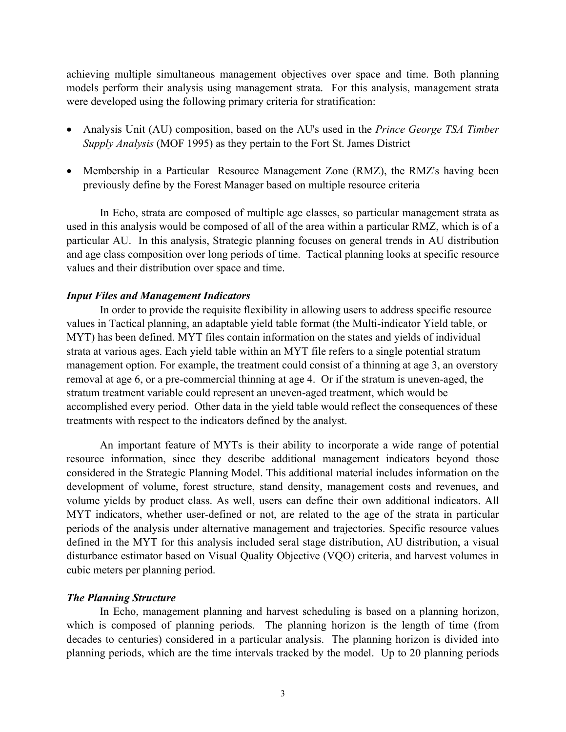achieving multiple simultaneous management objectives over space and time. Both planning models perform their analysis using management strata. For this analysis, management strata were developed using the following primary criteria for stratification:

- Analysis Unit (AU) composition, based on the AU's used in the *Prince George TSA Timber Supply Analysis* (MOF 1995) as they pertain to the Fort St. James District

- Membership in a Particular Resource Management Zone (RMZ), the RMZ's having been previously define by the Forest Manager based on multiple resource criteria

In Echo, strata are composed of multiple age classes, so particular management strata as used in this analysis would be composed of all of the area within a particular RMZ, which is of a particular AU. In this analysis, Strategic planning focuses on general trends in AU distribution and age class composition over long periods of time. Tactical planning looks at specific resource values and their distribution over space and time.

### *Input Files and Management Indicators*

In order to provide the requisite flexibility in allowing users to address specific resource values in Tactical planning, an adaptable yield table format (the Multi-indicator Yield table, or MYT) has been defined. MYT files contain information on the states and yields of individual strata at various ages. Each yield table within an MYT file refers to a single potential stratum management option. For example, the treatment could consist of a thinning at age 3, an overstory removal at age 6, or a pre-commercial thinning at age 4. Or if the stratum is uneven-aged, the stratum treatment variable could represent an uneven-aged treatment, which would be accomplished every period. Other data in the yield table would reflect the consequences of these treatments with respect to the indicators defined by the analyst.

An important feature of MYTs is their ability to incorporate a wide range of potential resource information, since they describe additional management indicators beyond those considered in the Strategic Planning Model. This additional material includes information on the development of volume, forest structure, stand density, management costs and revenues, and volume yields by product class. As well, users can define their own additional indicators. All MYT indicators, whether user-defined or not, are related to the age of the strata in particular periods of the analysis under alternative management and trajectories. Specific resource values defined in the MYT for this analysis included seral stage distribution, AU distribution, a visual disturbance estimator based on Visual Quality Objective (VQO) criteria, and harvest volumes in cubic meters per planning period.

### *The Planning Structure*

In Echo, management planning and harvest scheduling is based on a planning horizon, which is composed of planning periods. The planning horizon is the length of time (from decades to centuries) considered in a particular analysis. The planning horizon is divided into planning periods, which are the time intervals tracked by the model. Up to 20 planning periods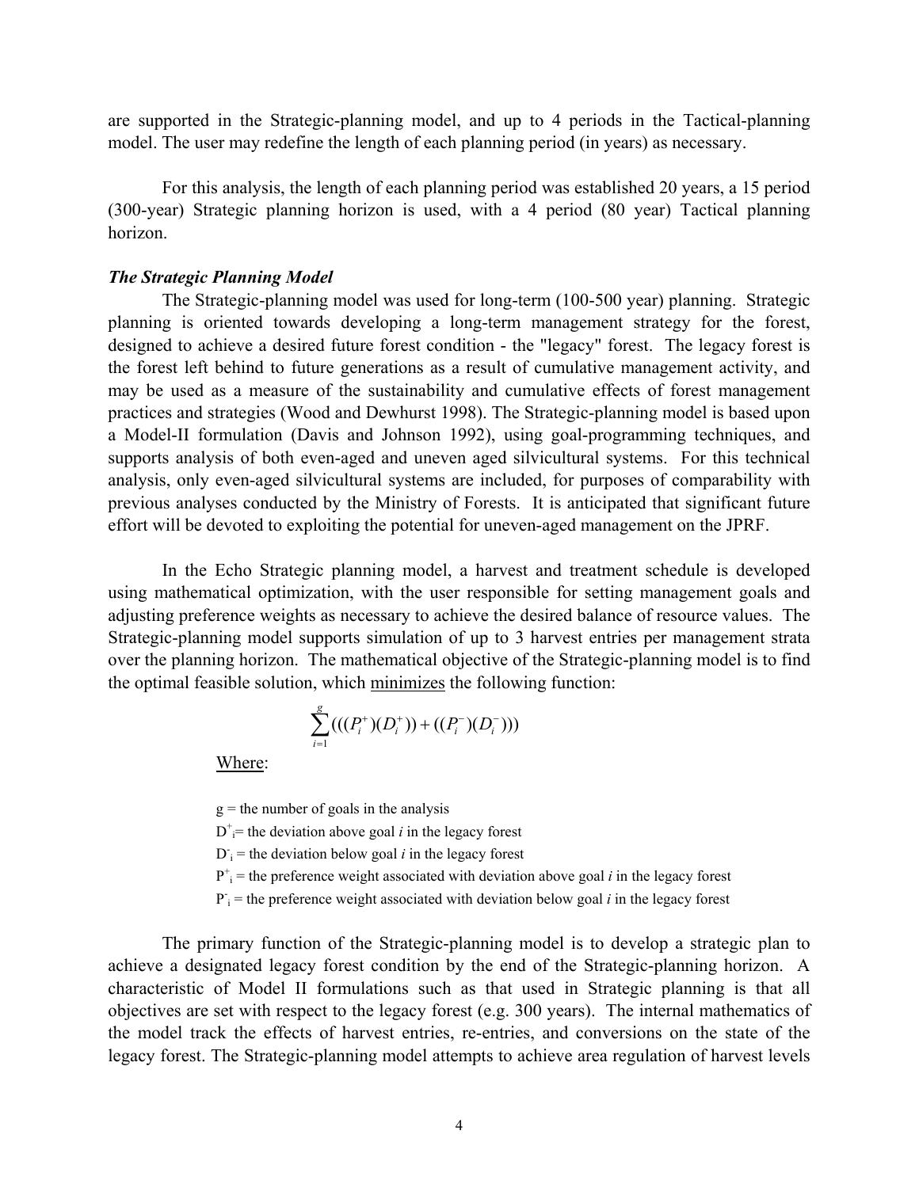are supported in the Strategic-planning model, and up to 4 periods in the Tactical-planning model. The user may redefine the length of each planning period (in years) as necessary.

For this analysis, the length of each planning period was established 20 years, a 15 period (300-year) Strategic planning horizon is used, with a 4 period (80 year) Tactical planning horizon.

### *The Strategic Planning Model*

The Strategic-planning model was used for long-term (100-500 year) planning. Strategic planning is oriented towards developing a long-term management strategy for the forest, designed to achieve a desired future forest condition - the "legacy" forest. The legacy forest is the forest left behind to future generations as a result of cumulative management activity, and may be used as a measure of the sustainability and cumulative effects of forest management practices and strategies (Wood and Dewhurst 1998). The Strategic-planning model is based upon a Model-II formulation (Davis and Johnson 1992), using goal-programming techniques, and supports analysis of both even-aged and uneven aged silvicultural systems. For this technical analysis, only even-aged silvicultural systems are included, for purposes of comparability with previous analyses conducted by the Ministry of Forests. It is anticipated that significant future effort will be devoted to exploiting the potential for uneven-aged management on the JPRF.

In the Echo Strategic planning model, a harvest and treatment schedule is developed using mathematical optimization, with the user responsible for setting management goals and adjusting preference weights as necessary to achieve the desired balance of resource values. The Strategic-planning model supports simulation of up to 3 harvest entries per management strata over the planning horizon. The mathematical objective of the Strategic-planning model is to find the optimal feasible solution, which minimizes the following function:

$$\sum_{i=1}^{g}(((P_i^+)(D_i^+)) + ((P_i^-)(D_i^-)))$$

Where:

g = the number of goals in the analysis

$D^+_i$ = the deviation above goal *i* in the legacy forest

$D^-_i$ = the deviation below goal *i* in the legacy forest

$P^+_i$ = the preference weight associated with deviation above goal *i* in the legacy forest

$P^-_i$ = the preference weight associated with deviation below goal *i* in the legacy forest

The primary function of the Strategic-planning model is to develop a strategic plan to achieve a designated legacy forest condition by the end of the Strategic-planning horizon. A characteristic of Model II formulations such as that used in Strategic planning is that all objectives are set with respect to the legacy forest (e.g. 300 years). The internal mathematics of the model track the effects of harvest entries, re-entries, and conversions on the state of the legacy forest. The Strategic-planning model attempts to achieve area regulation of harvest levels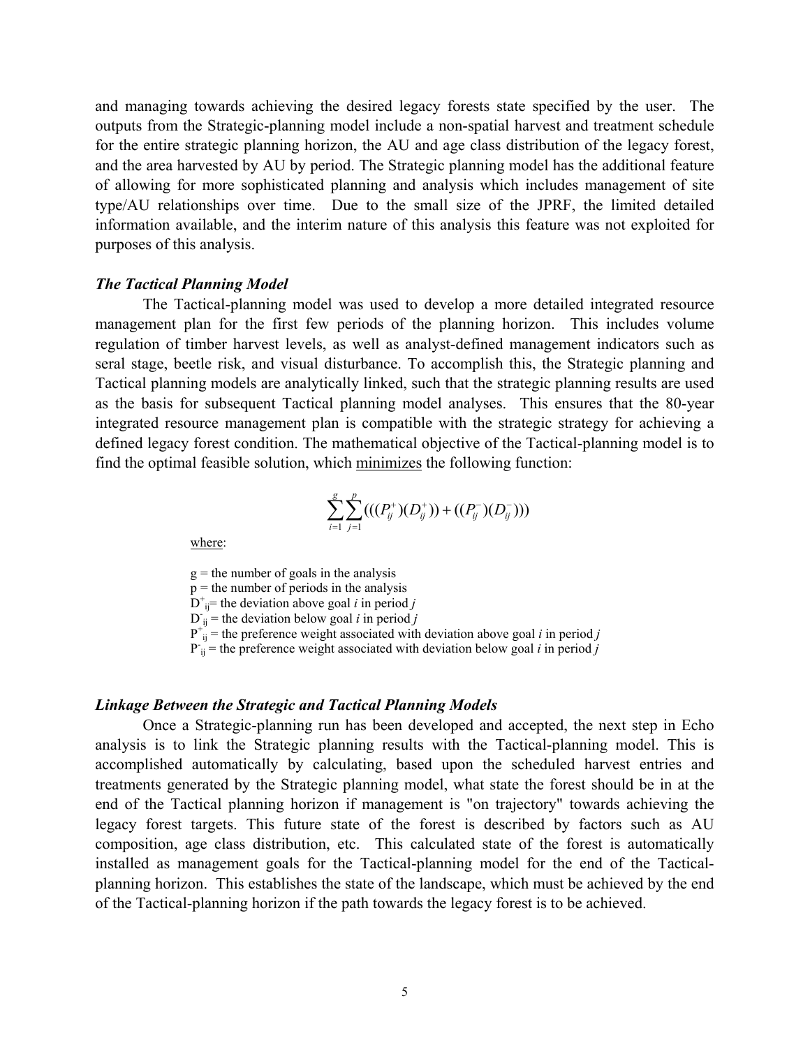and managing towards achieving the desired legacy forests state specified by the user. The outputs from the Strategic-planning model include a non-spatial harvest and treatment schedule for the entire strategic planning horizon, the AU and age class distribution of the legacy forest, and the area harvested by AU by period. The Strategic planning model has the additional feature of allowing for more sophisticated planning and analysis which includes management of site type/AU relationships over time. Due to the small size of the JPRF, the limited detailed information available, and the interim nature of this analysis this feature was not exploited for purposes of this analysis.

### *The Tactical Planning Model*

The Tactical-planning model was used to develop a more detailed integrated resource management plan for the first few periods of the planning horizon. This includes volume regulation of timber harvest levels, as well as analyst-defined management indicators such as seral stage, beetle risk, and visual disturbance. To accomplish this, the Strategic planning and Tactical planning models are analytically linked, such that the strategic planning results are used as the basis for subsequent Tactical planning model analyses. This ensures that the 80-year integrated resource management plan is compatible with the strategic strategy for achieving a defined legacy forest condition. The mathematical objective of the Tactical-planning model is to find the optimal feasible solution, which <u>minimizes</u> the following function:

$$\sum_{i=1}^{g}\sum_{j=1}^{p}(((P_{ij}^{+})(D_{ij}^{+}))+((P_{ij}^{-})(D_{ij}^{-})))$$

<u>where</u>:

g = the number of goals in the analysis
p = the number of periods in the analysis
$D^{+}_{ij}$= the deviation above goal *i* in period *j*
$D^{-}_{ij}$ = the deviation below goal *i* in period *j*
$P^{+}_{ij}$ = the preference weight associated with deviation above goal *i* in period *j*
$P^{-}_{ij}$ = the preference weight associated with deviation below goal *i* in period *j*

### *Linkage Between the Strategic and Tactical Planning Models*

Once a Strategic-planning run has been developed and accepted, the next step in Echo analysis is to link the Strategic planning results with the Tactical-planning model. This is accomplished automatically by calculating, based upon the scheduled harvest entries and treatments generated by the Strategic planning model, what state the forest should be in at the end of the Tactical planning horizon if management is "on trajectory" towards achieving the legacy forest targets. This future state of the forest is described by factors such as AU composition, age class distribution, etc. This calculated state of the forest is automatically installed as management goals for the Tactical-planning model for the end of the Tactical-planning horizon. This establishes the state of the landscape, which must be achieved by the end of the Tactical-planning horizon if the path towards the legacy forest is to be achieved.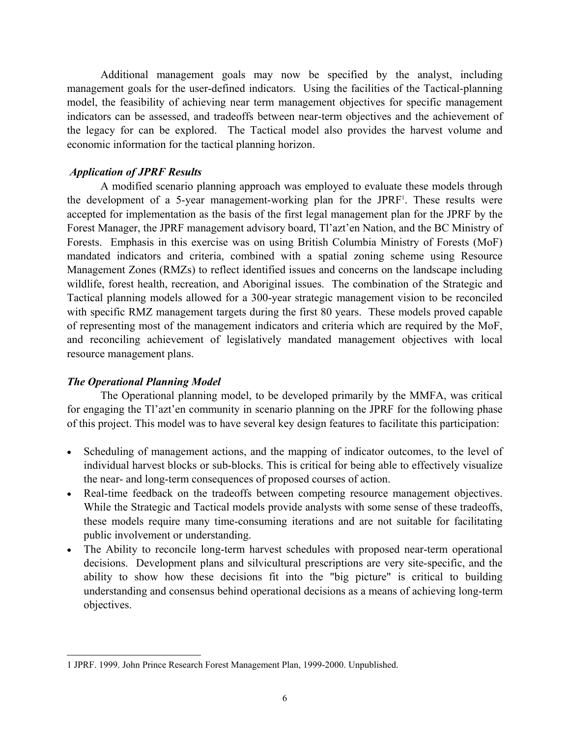Additional management goals may now be specified by the analyst, including management goals for the user-defined indicators. Using the facilities of the Tactical-planning model, the feasibility of achieving near term management objectives for specific management indicators can be assessed, and tradeoffs between near-term objectives and the achievement of the legacy for can be explored. The Tactical model also provides the harvest volume and economic information for the tactical planning horizon.

***Application of JPRF Results***

A modified scenario planning approach was employed to evaluate these models through the development of a 5-year management-working plan for the JPRF[1]. These results were accepted for implementation as the basis of the first legal management plan for the JPRF by the Forest Manager, the JPRF management advisory board, Tl'azt'en Nation, and the BC Ministry of Forests. Emphasis in this exercise was on using British Columbia Ministry of Forests (MoF) mandated indicators and criteria, combined with a spatial zoning scheme using Resource Management Zones (RMZs) to reflect identified issues and concerns on the landscape including wildlife, forest health, recreation, and Aboriginal issues. The combination of the Strategic and Tactical planning models allowed for a 300-year strategic management vision to be reconciled with specific RMZ management targets during the first 80 years. These models proved capable of representing most of the management indicators and criteria which are required by the MoF, and reconciling achievement of legislatively mandated management objectives with local resource management plans.

***The Operational Planning Model***

The Operational planning model, to be developed primarily by the MMFA, was critical for engaging the Tl'azt'en community in scenario planning on the JPRF for the following phase of this project. This model was to have several key design features to facilitate this participation:

- Scheduling of management actions, and the mapping of indicator outcomes, to the level of individual harvest blocks or sub-blocks. This is critical for being able to effectively visualize the near- and long-term consequences of proposed courses of action.
- Real-time feedback on the tradeoffs between competing resource management objectives. While the Strategic and Tactical models provide analysts with some sense of these tradeoffs, these models require many time-consuming iterations and are not suitable for facilitating public involvement or understanding.
- The Ability to reconcile long-term harvest schedules with proposed near-term operational decisions. Development plans and silvicultural prescriptions are very site-specific, and the ability to show how these decisions fit into the "big picture" is critical to building understanding and consensus behind operational decisions as a means of achieving long-term objectives.

---

1 JPRF. 1999. John Prince Research Forest Management Plan, 1999-2000. Unpublished.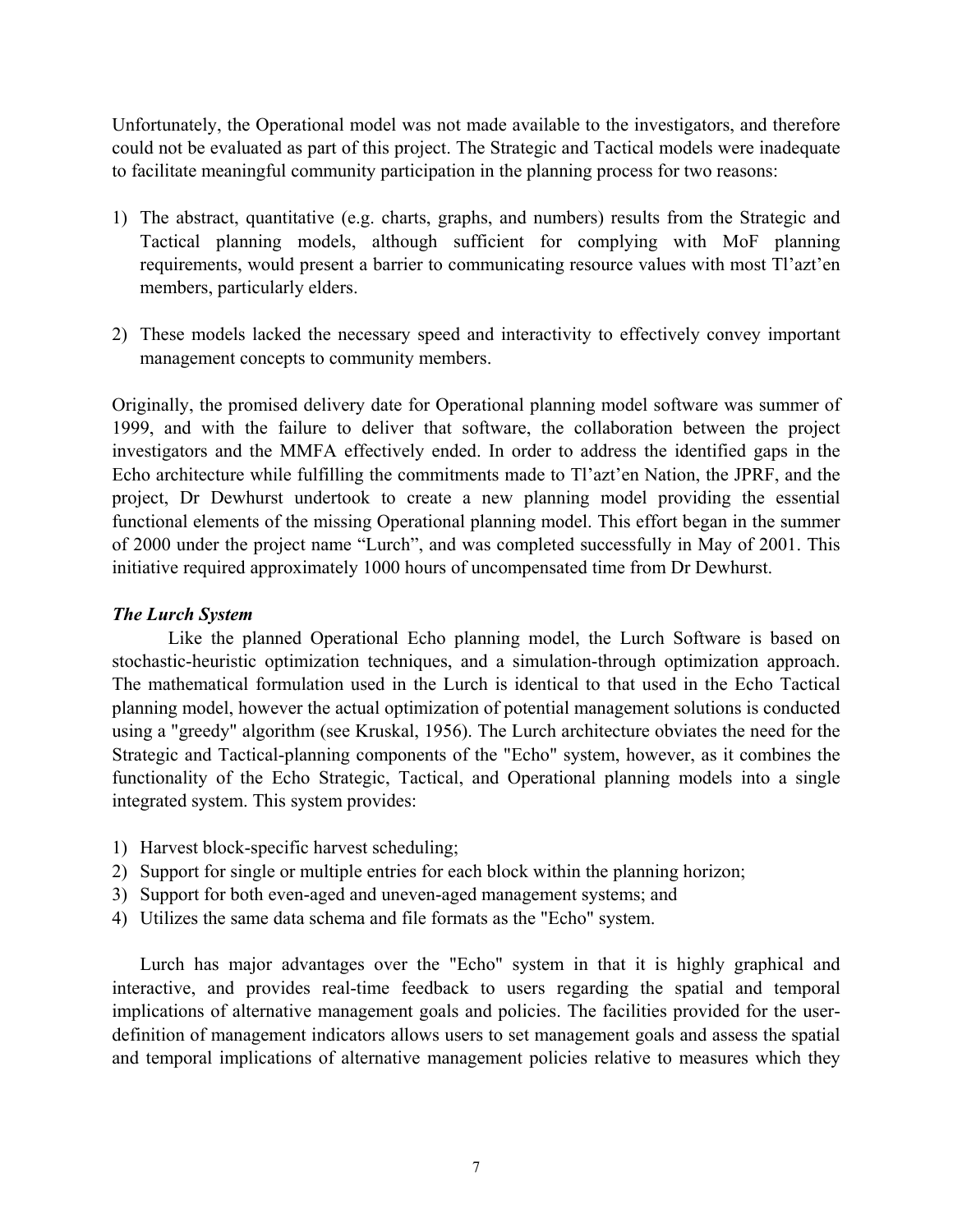Unfortunately, the Operational model was not made available to the investigators, and therefore could not be evaluated as part of this project. The Strategic and Tactical models were inadequate to facilitate meaningful community participation in the planning process for two reasons:

1) The abstract, quantitative (e.g. charts, graphs, and numbers) results from the Strategic and Tactical planning models, although sufficient for complying with MoF planning requirements, would present a barrier to communicating resource values with most Tl'azt'en members, particularly elders.

2) These models lacked the necessary speed and interactivity to effectively convey important management concepts to community members.

Originally, the promised delivery date for Operational planning model software was summer of 1999, and with the failure to deliver that software, the collaboration between the project investigators and the MMFA effectively ended. In order to address the identified gaps in the Echo architecture while fulfilling the commitments made to Tl'azt'en Nation, the JPRF, and the project, Dr Dewhurst undertook to create a new planning model providing the essential functional elements of the missing Operational planning model. This effort began in the summer of 2000 under the project name "Lurch", and was completed successfully in May of 2001. This initiative required approximately 1000 hours of uncompensated time from Dr Dewhurst.

### *The Lurch System*

Like the planned Operational Echo planning model, the Lurch Software is based on stochastic-heuristic optimization techniques, and a simulation-through optimization approach. The mathematical formulation used in the Lurch is identical to that used in the Echo Tactical planning model, however the actual optimization of potential management solutions is conducted using a "greedy" algorithm (see Kruskal, 1956). The Lurch architecture obviates the need for the Strategic and Tactical-planning components of the "Echo" system, however, as it combines the functionality of the Echo Strategic, Tactical, and Operational planning models into a single integrated system. This system provides:

1) Harvest block-specific harvest scheduling;
2) Support for single or multiple entries for each block within the planning horizon;
3) Support for both even-aged and uneven-aged management systems; and
4) Utilizes the same data schema and file formats as the "Echo" system.

Lurch has major advantages over the "Echo" system in that it is highly graphical and interactive, and provides real-time feedback to users regarding the spatial and temporal implications of alternative management goals and policies. The facilities provided for the user-definition of management indicators allows users to set management goals and assess the spatial and temporal implications of alternative management policies relative to measures which they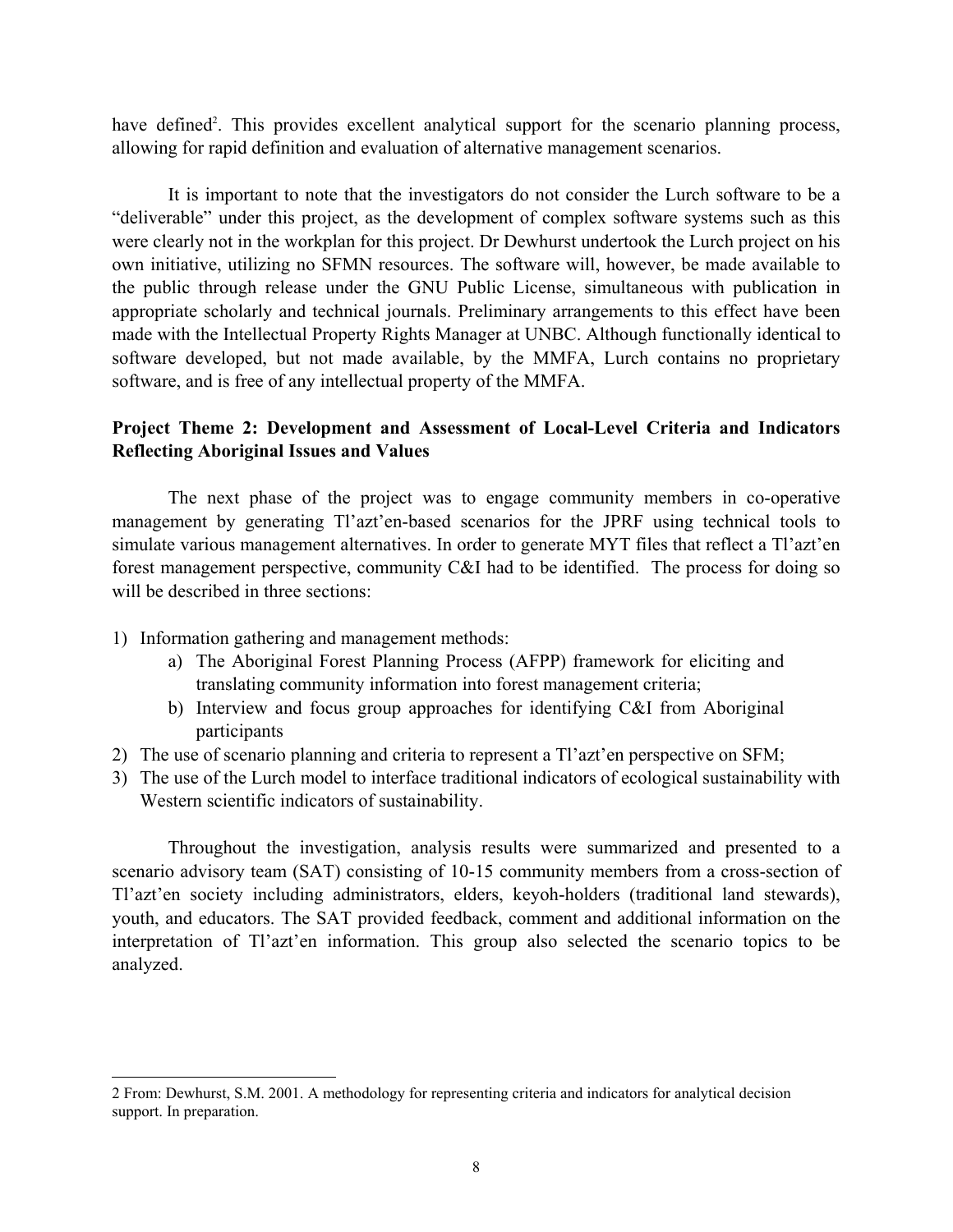have defined[2]. This provides excellent analytical support for the scenario planning process, allowing for rapid definition and evaluation of alternative management scenarios.

It is important to note that the investigators do not consider the Lurch software to be a "deliverable" under this project, as the development of complex software systems such as this were clearly not in the workplan for this project. Dr Dewhurst undertook the Lurch project on his own initiative, utilizing no SFMN resources. The software will, however, be made available to the public through release under the GNU Public License, simultaneous with publication in appropriate scholarly and technical journals. Preliminary arrangements to this effect have been made with the Intellectual Property Rights Manager at UNBC. Although functionally identical to software developed, but not made available, by the MMFA, Lurch contains no proprietary software, and is free of any intellectual property of the MMFA.

**Project Theme 2: Development and Assessment of Local-Level Criteria and Indicators Reflecting Aboriginal Issues and Values**

The next phase of the project was to engage community members in co-operative management by generating Tl'azt'en-based scenarios for the JPRF using technical tools to simulate various management alternatives. In order to generate MYT files that reflect a Tl'azt'en forest management perspective, community C&I had to be identified. The process for doing so will be described in three sections:

1) Information gathering and management methods:
    a) The Aboriginal Forest Planning Process (AFPP) framework for eliciting and translating community information into forest management criteria;
    b) Interview and focus group approaches for identifying C&I from Aboriginal participants
2) The use of scenario planning and criteria to represent a Tl'azt'en perspective on SFM;
3) The use of the Lurch model to interface traditional indicators of ecological sustainability with Western scientific indicators of sustainability.

Throughout the investigation, analysis results were summarized and presented to a scenario advisory team (SAT) consisting of 10-15 community members from a cross-section of Tl'azt'en society including administrators, elders, keyoh-holders (traditional land stewards), youth, and educators. The SAT provided feedback, comment and additional information on the interpretation of Tl'azt'en information. This group also selected the scenario topics to be analyzed.

---

2 From: Dewhurst, S.M. 2001. A methodology for representing criteria and indicators for analytical decision support. In preparation.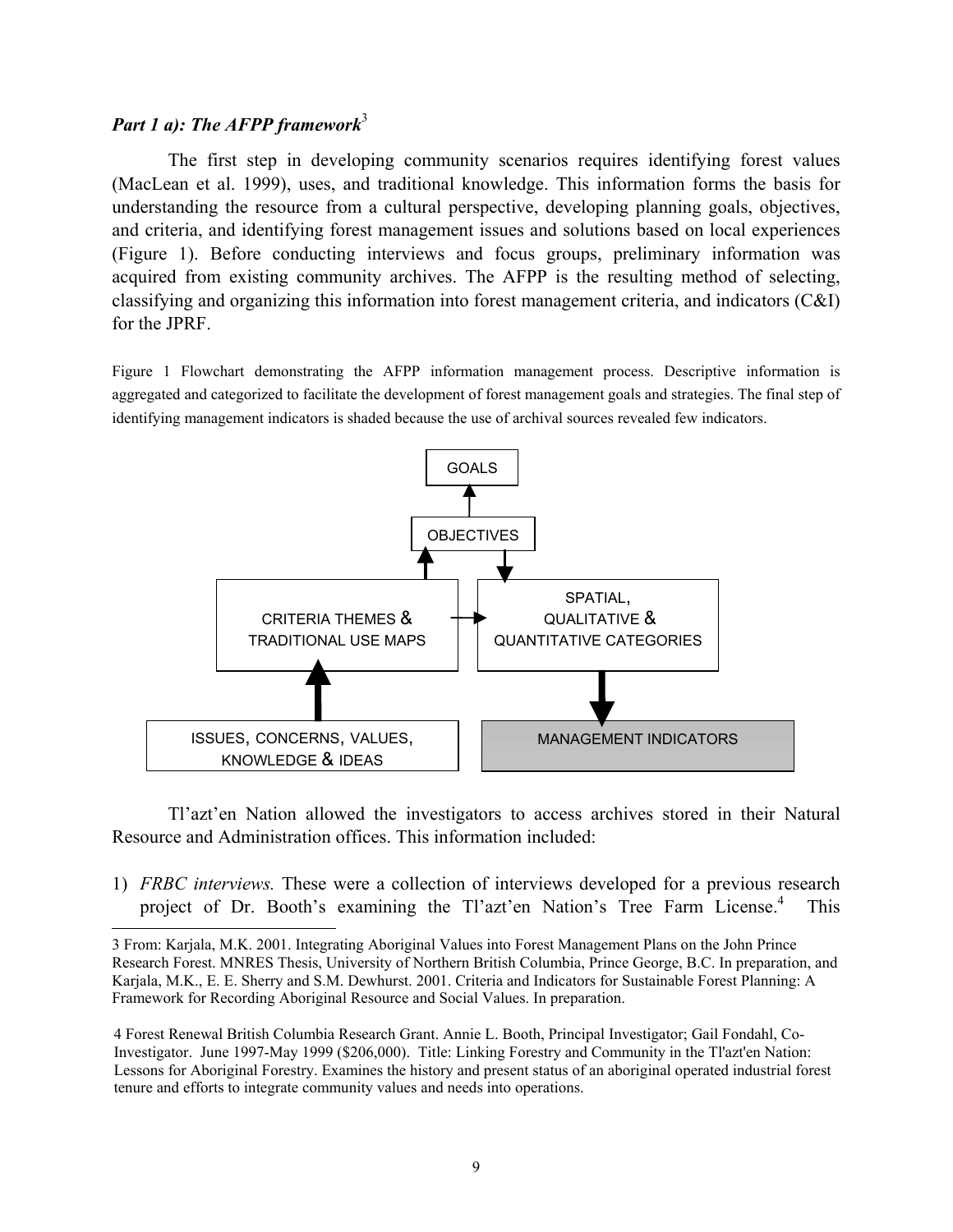### *Part 1 a): The AFPP framework*[3]

The first step in developing community scenarios requires identifying forest values (MacLean et al. 1999), uses, and traditional knowledge. This information forms the basis for understanding the resource from a cultural perspective, developing planning goals, objectives, and criteria, and identifying forest management issues and solutions based on local experiences (Figure 1). Before conducting interviews and focus groups, preliminary information was acquired from existing community archives. The AFPP is the resulting method of selecting, classifying and organizing this information into forest management criteria, and indicators (C&I) for the JPRF.

Figure 1 Flowchart demonstrating the AFPP information management process. Descriptive information is aggregated and categorized to facilitate the development of forest management goals and strategies. The final step of identifying management indicators is shaded because the use of archival sources revealed few indicators.

GOALS

OBJECTIVES

CRITERIA THEMES & TRADITIONAL USE MAPS

SPATIAL, QUALITATIVE & QUANTITATIVE CATEGORIES

ISSUES, CONCERNS, VALUES, KNOWLEDGE & IDEAS

MANAGEMENT INDICATORS

Tl'azt'en Nation allowed the investigators to access archives stored in their Natural Resource and Administration offices. This information included:

1) *FRBC interviews.* These were a collection of interviews developed for a previous research project of Dr. Booth's examining the Tl'azt'en Nation's Tree Farm License.[4] This

---

3 From: Karjala, M.K. 2001. Integrating Aboriginal Values into Forest Management Plans on the John Prince Research Forest. MNRES Thesis, University of Northern British Columbia, Prince George, B.C. In preparation, and Karjala, M.K., E. E. Sherry and S.M. Dewhurst. 2001. Criteria and Indicators for Sustainable Forest Planning: A Framework for Recording Aboriginal Resource and Social Values. In preparation.

4 Forest Renewal British Columbia Research Grant. Annie L. Booth, Principal Investigator; Gail Fondahl, Co-Investigator. June 1997-May 1999 ($206,000). Title: Linking Forestry and Community in the Tl'azt'en Nation: Lessons for Aboriginal Forestry. Examines the history and present status of an aboriginal operated industrial forest tenure and efforts to integrate community values and needs into operations.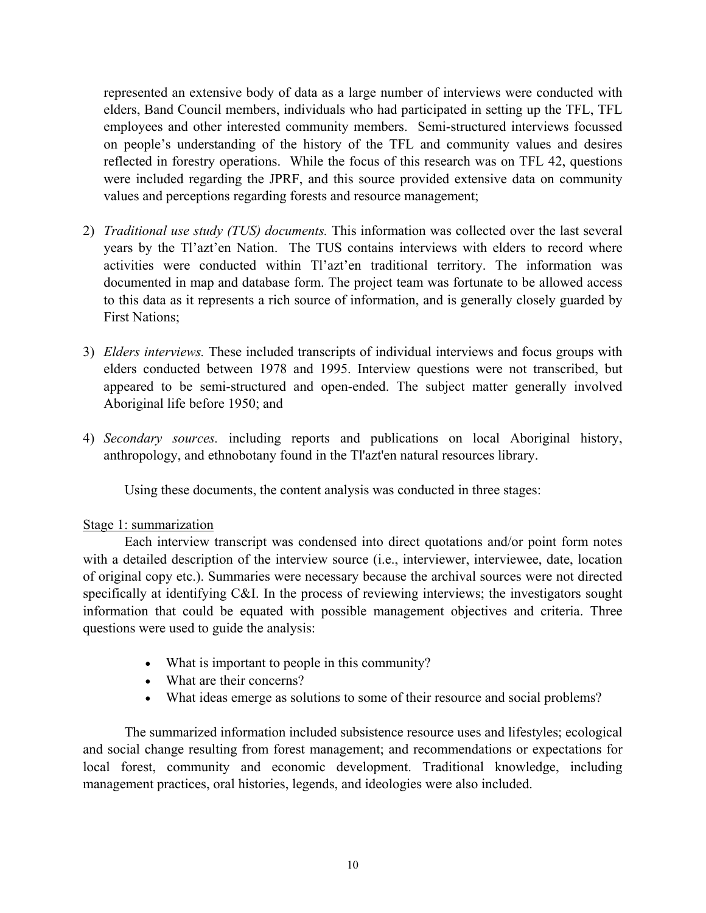represented an extensive body of data as a large number of interviews were conducted with elders, Band Council members, individuals who had participated in setting up the TFL, TFL employees and other interested community members. Semi-structured interviews focussed on people's understanding of the history of the TFL and community values and desires reflected in forestry operations. While the focus of this research was on TFL 42, questions were included regarding the JPRF, and this source provided extensive data on community values and perceptions regarding forests and resource management;

2) *Traditional use study (TUS) documents.* This information was collected over the last several years by the Tl'azt'en Nation. The TUS contains interviews with elders to record where activities were conducted within Tl'azt'en traditional territory. The information was documented in map and database form. The project team was fortunate to be allowed access to this data as it represents a rich source of information, and is generally closely guarded by First Nations;

3) *Elders interviews.* These included transcripts of individual interviews and focus groups with elders conducted between 1978 and 1995. Interview questions were not transcribed, but appeared to be semi-structured and open-ended. The subject matter generally involved Aboriginal life before 1950; and

4) *Secondary sources.* including reports and publications on local Aboriginal history, anthropology, and ethnobotany found in the Tl'azt'en natural resources library.

Using these documents, the content analysis was conducted in three stages:

Stage 1: summarization

Each interview transcript was condensed into direct quotations and/or point form notes with a detailed description of the interview source (i.e., interviewer, interviewee, date, location of original copy etc.). Summaries were necessary because the archival sources were not directed specifically at identifying C&I. In the process of reviewing interviews; the investigators sought information that could be equated with possible management objectives and criteria. Three questions were used to guide the analysis:

- What is important to people in this community?
- What are their concerns?
- What ideas emerge as solutions to some of their resource and social problems?

The summarized information included subsistence resource uses and lifestyles; ecological and social change resulting from forest management; and recommendations or expectations for local forest, community and economic development. Traditional knowledge, including management practices, oral histories, legends, and ideologies were also included.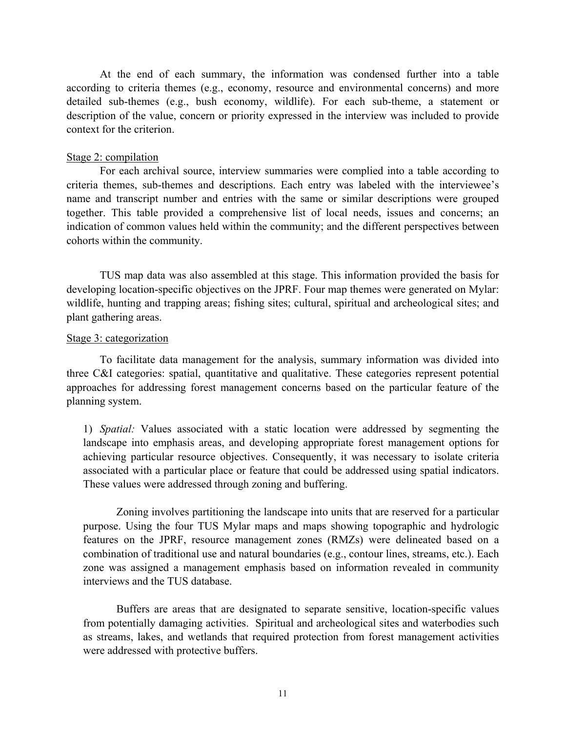At the end of each summary, the information was condensed further into a table according to criteria themes (e.g., economy, resource and environmental concerns) and more detailed sub-themes (e.g., bush economy, wildlife). For each sub-theme, a statement or description of the value, concern or priority expressed in the interview was included to provide context for the criterion.

<u>Stage 2: compilation</u>

For each archival source, interview summaries were complied into a table according to criteria themes, sub-themes and descriptions. Each entry was labeled with the interviewee's name and transcript number and entries with the same or similar descriptions were grouped together. This table provided a comprehensive list of local needs, issues and concerns; an indication of common values held within the community; and the different perspectives between cohorts within the community.

TUS map data was also assembled at this stage. This information provided the basis for developing location-specific objectives on the JPRF. Four map themes were generated on Mylar: wildlife, hunting and trapping areas; fishing sites; cultural, spiritual and archeological sites; and plant gathering areas.

<u>Stage 3: categorization</u>

To facilitate data management for the analysis, summary information was divided into three C&I categories: spatial, quantitative and qualitative. These categories represent potential approaches for addressing forest management concerns based on the particular feature of the planning system.

1) *Spatial:* Values associated with a static location were addressed by segmenting the landscape into emphasis areas, and developing appropriate forest management options for achieving particular resource objectives. Consequently, it was necessary to isolate criteria associated with a particular place or feature that could be addressed using spatial indicators. These values were addressed through zoning and buffering.

Zoning involves partitioning the landscape into units that are reserved for a particular purpose. Using the four TUS Mylar maps and maps showing topographic and hydrologic features on the JPRF, resource management zones (RMZs) were delineated based on a combination of traditional use and natural boundaries (e.g., contour lines, streams, etc.). Each zone was assigned a management emphasis based on information revealed in community interviews and the TUS database.

Buffers are areas that are designated to separate sensitive, location-specific values from potentially damaging activities. Spiritual and archeological sites and waterbodies such as streams, lakes, and wetlands that required protection from forest management activities were addressed with protective buffers.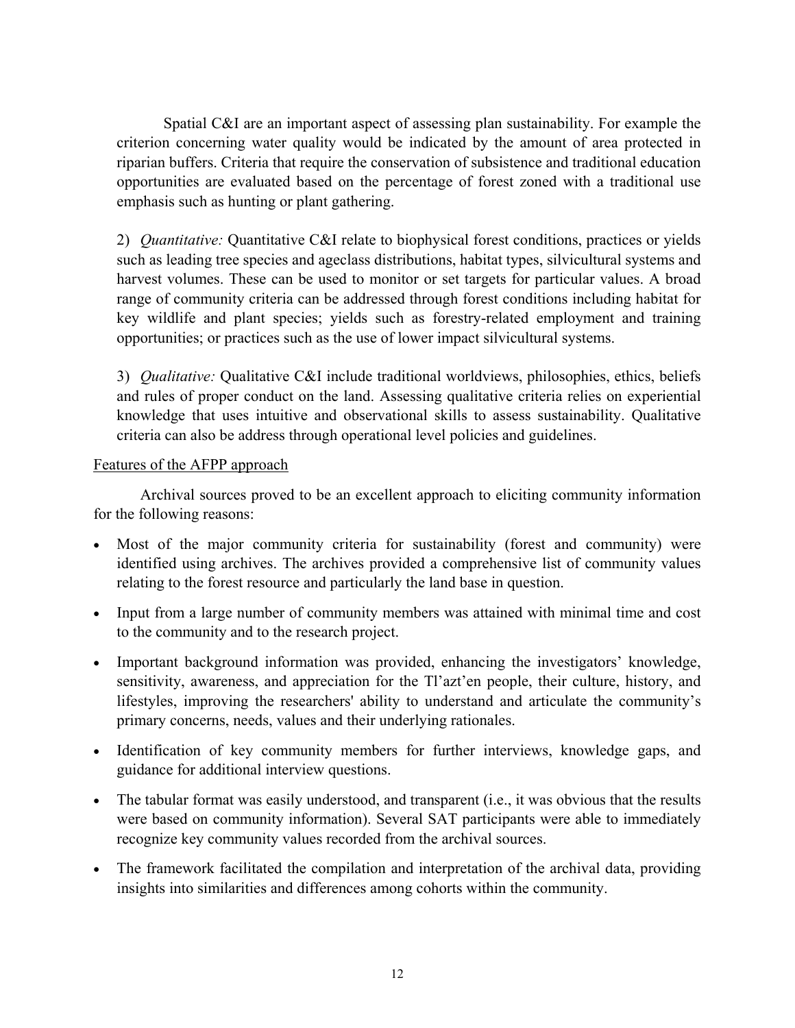Spatial C&I are an important aspect of assessing plan sustainability. For example the criterion concerning water quality would be indicated by the amount of area protected in riparian buffers. Criteria that require the conservation of subsistence and traditional education opportunities are evaluated based on the percentage of forest zoned with a traditional use emphasis such as hunting or plant gathering.

2) *Quantitative:* Quantitative C&I relate to biophysical forest conditions, practices or yields such as leading tree species and ageclass distributions, habitat types, silvicultural systems and harvest volumes. These can be used to monitor or set targets for particular values. A broad range of community criteria can be addressed through forest conditions including habitat for key wildlife and plant species; yields such as forestry-related employment and training opportunities; or practices such as the use of lower impact silvicultural systems.

3) *Qualitative:* Qualitative C&I include traditional worldviews, philosophies, ethics, beliefs and rules of proper conduct on the land. Assessing qualitative criteria relies on experiential knowledge that uses intuitive and observational skills to assess sustainability. Qualitative criteria can also be address through operational level policies and guidelines.

Features of the AFPP approach

Archival sources proved to be an excellent approach to eliciting community information for the following reasons:

- Most of the major community criteria for sustainability (forest and community) were identified using archives. The archives provided a comprehensive list of community values relating to the forest resource and particularly the land base in question.
- Input from a large number of community members was attained with minimal time and cost to the community and to the research project.
- Important background information was provided, enhancing the investigators' knowledge, sensitivity, awareness, and appreciation for the Tl'azt'en people, their culture, history, and lifestyles, improving the researchers' ability to understand and articulate the community's primary concerns, needs, values and their underlying rationales.
- Identification of key community members for further interviews, knowledge gaps, and guidance for additional interview questions.
- The tabular format was easily understood, and transparent (i.e., it was obvious that the results were based on community information). Several SAT participants were able to immediately recognize key community values recorded from the archival sources.
- The framework facilitated the compilation and interpretation of the archival data, providing insights into similarities and differences among cohorts within the community.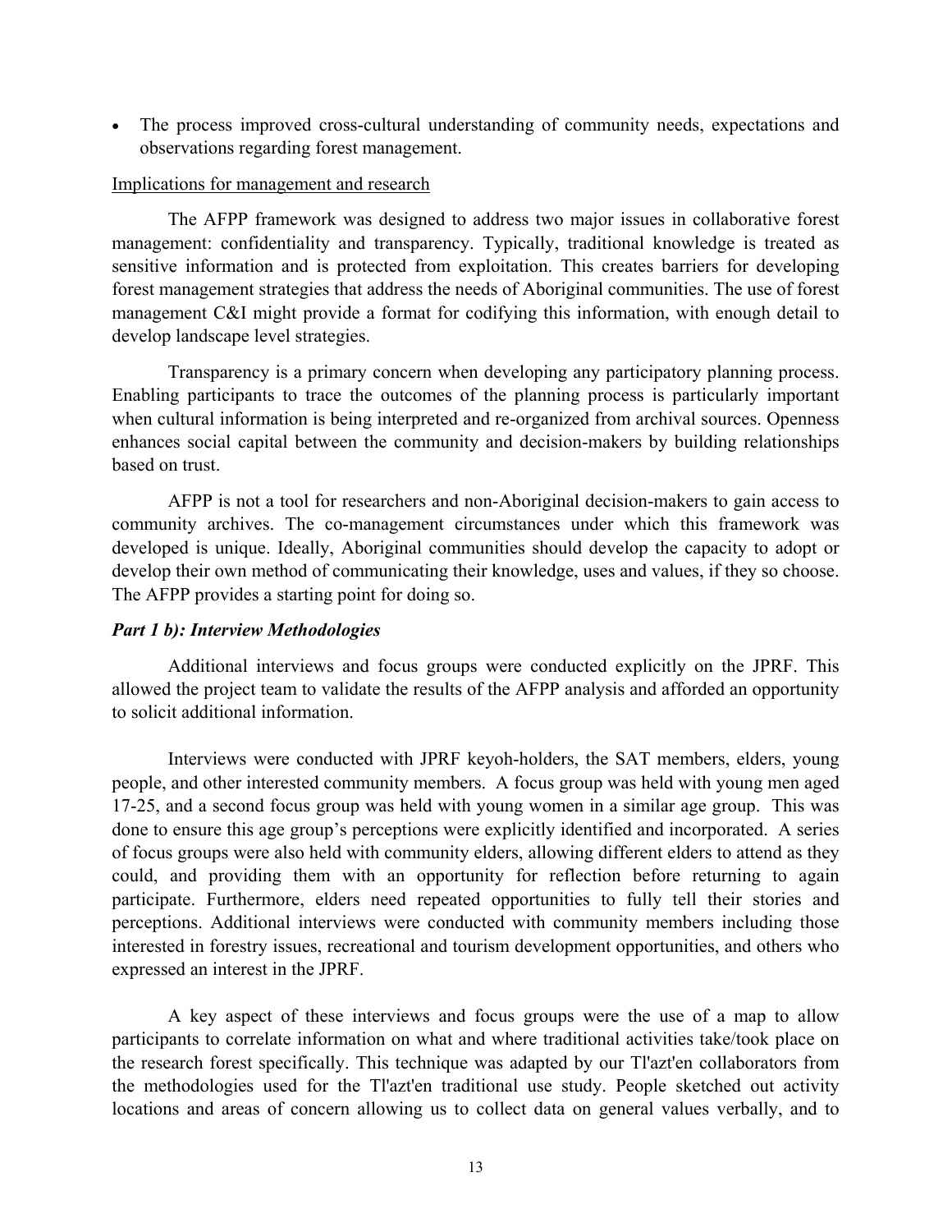- The process improved cross-cultural understanding of community needs, expectations and observations regarding forest management.

Implications for management and research

The AFPP framework was designed to address two major issues in collaborative forest management: confidentiality and transparency. Typically, traditional knowledge is treated as sensitive information and is protected from exploitation. This creates barriers for developing forest management strategies that address the needs of Aboriginal communities. The use of forest management C&I might provide a format for codifying this information, with enough detail to develop landscape level strategies.

Transparency is a primary concern when developing any participatory planning process. Enabling participants to trace the outcomes of the planning process is particularly important when cultural information is being interpreted and re-organized from archival sources. Openness enhances social capital between the community and decision-makers by building relationships based on trust.

AFPP is not a tool for researchers and non-Aboriginal decision-makers to gain access to community archives. The co-management circumstances under which this framework was developed is unique. Ideally, Aboriginal communities should develop the capacity to adopt or develop their own method of communicating their knowledge, uses and values, if they so choose. The AFPP provides a starting point for doing so.

***Part 1 b): Interview Methodologies***

Additional interviews and focus groups were conducted explicitly on the JPRF. This allowed the project team to validate the results of the AFPP analysis and afforded an opportunity to solicit additional information.

Interviews were conducted with JPRF keyoh-holders, the SAT members, elders, young people, and other interested community members. A focus group was held with young men aged 17-25, and a second focus group was held with young women in a similar age group. This was done to ensure this age group's perceptions were explicitly identified and incorporated. A series of focus groups were also held with community elders, allowing different elders to attend as they could, and providing them with an opportunity for reflection before returning to again participate. Furthermore, elders need repeated opportunities to fully tell their stories and perceptions. Additional interviews were conducted with community members including those interested in forestry issues, recreational and tourism development opportunities, and others who expressed an interest in the JPRF.

A key aspect of these interviews and focus groups were the use of a map to allow participants to correlate information on what and where traditional activities take/took place on the research forest specifically. This technique was adapted by our Tl'azt'en collaborators from the methodologies used for the Tl'azt'en traditional use study. People sketched out activity locations and areas of concern allowing us to collect data on general values verbally, and to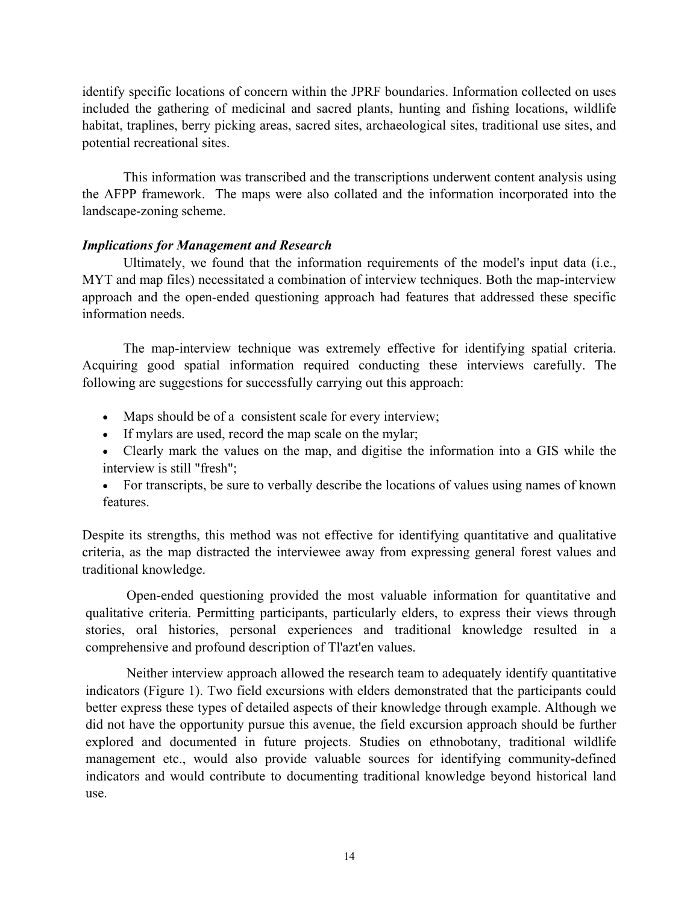identify specific locations of concern within the JPRF boundaries. Information collected on uses included the gathering of medicinal and sacred plants, hunting and fishing locations, wildlife habitat, traplines, berry picking areas, sacred sites, archaeological sites, traditional use sites, and potential recreational sites.

This information was transcribed and the transcriptions underwent content analysis using the AFPP framework. The maps were also collated and the information incorporated into the landscape-zoning scheme.

### *Implications for Management and Research*

Ultimately, we found that the information requirements of the model's input data (i.e., MYT and map files) necessitated a combination of interview techniques. Both the map-interview approach and the open-ended questioning approach had features that addressed these specific information needs.

The map-interview technique was extremely effective for identifying spatial criteria. Acquiring good spatial information required conducting these interviews carefully. The following are suggestions for successfully carrying out this approach:

- Maps should be of a consistent scale for every interview;
- If mylars are used, record the map scale on the mylar;
- Clearly mark the values on the map, and digitise the information into a GIS while the interview is still "fresh";
- For transcripts, be sure to verbally describe the locations of values using names of known features.

Despite its strengths, this method was not effective for identifying quantitative and qualitative criteria, as the map distracted the interviewee away from expressing general forest values and traditional knowledge.

Open-ended questioning provided the most valuable information for quantitative and qualitative criteria. Permitting participants, particularly elders, to express their views through stories, oral histories, personal experiences and traditional knowledge resulted in a comprehensive and profound description of Tl'azt'en values.

Neither interview approach allowed the research team to adequately identify quantitative indicators (Figure 1). Two field excursions with elders demonstrated that the participants could better express these types of detailed aspects of their knowledge through example. Although we did not have the opportunity pursue this avenue, the field excursion approach should be further explored and documented in future projects. Studies on ethnobotany, traditional wildlife management etc., would also provide valuable sources for identifying community-defined indicators and would contribute to documenting traditional knowledge beyond historical land use.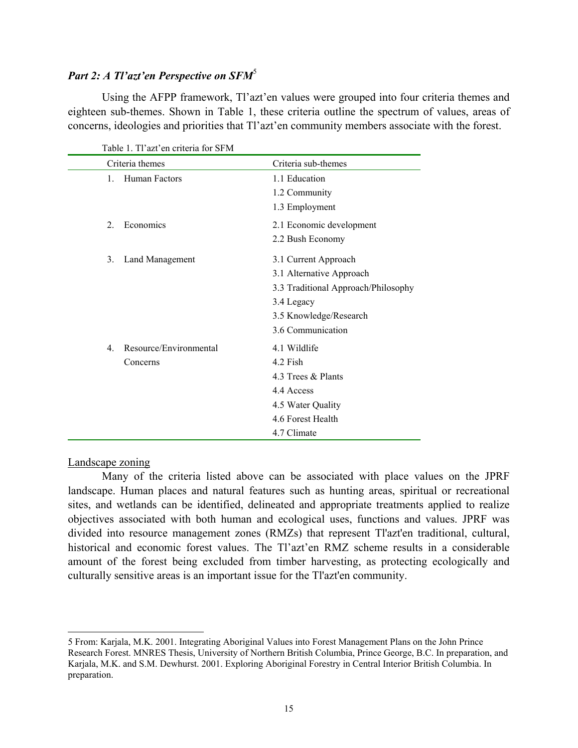### *Part 2: A Tl'azt'en Perspective on SFM*[5]

Using the AFPP framework, Tl'azt'en values were grouped into four criteria themes and eighteen sub-themes. Shown in Table 1, these criteria outline the spectrum of values, areas of concerns, ideologies and priorities that Tl'azt'en community members associate with the forest.

Table 1. Tl'azt'en criteria for SFM

| Criteria themes | Criteria sub-themes |
|---|---|
| 1. Human Factors | 1.1 Education |
| | 1.2 Community |
| | 1.3 Employment |
| 2. Economics | 2.1 Economic development |
| | 2.2 Bush Economy |
| 3. Land Management | 3.1 Current Approach |
| | 3.1 Alternative Approach |
| | 3.3 Traditional Approach/Philosophy |
| | 3.4 Legacy |
| | 3.5 Knowledge/Research |
| | 3.6 Communication |
| 4. Resource/Environmental Concerns | 4.1 Wildlife |
| | 4.2 Fish |
| | 4.3 Trees & Plants |
| | 4.4 Access |
| | 4.5 Water Quality |
| | 4.6 Forest Health |
| | 4.7 Climate |

Landscape zoning

Many of the criteria listed above can be associated with place values on the JPRF landscape. Human places and natural features such as hunting areas, spiritual or recreational sites, and wetlands can be identified, delineated and appropriate treatments applied to realize objectives associated with both human and ecological uses, functions and values. JPRF was divided into resource management zones (RMZs) that represent Tl'azt'en traditional, cultural, historical and economic forest values. The Tl'azt'en RMZ scheme results in a considerable amount of the forest being excluded from timber harvesting, as protecting ecologically and culturally sensitive areas is an important issue for the Tl'azt'en community.

---

5 From: Karjala, M.K. 2001. Integrating Aboriginal Values into Forest Management Plans on the John Prince Research Forest. MNRES Thesis, University of Northern British Columbia, Prince George, B.C. In preparation, and Karjala, M.K. and S.M. Dewhurst. 2001. Exploring Aboriginal Forestry in Central Interior British Columbia. In preparation.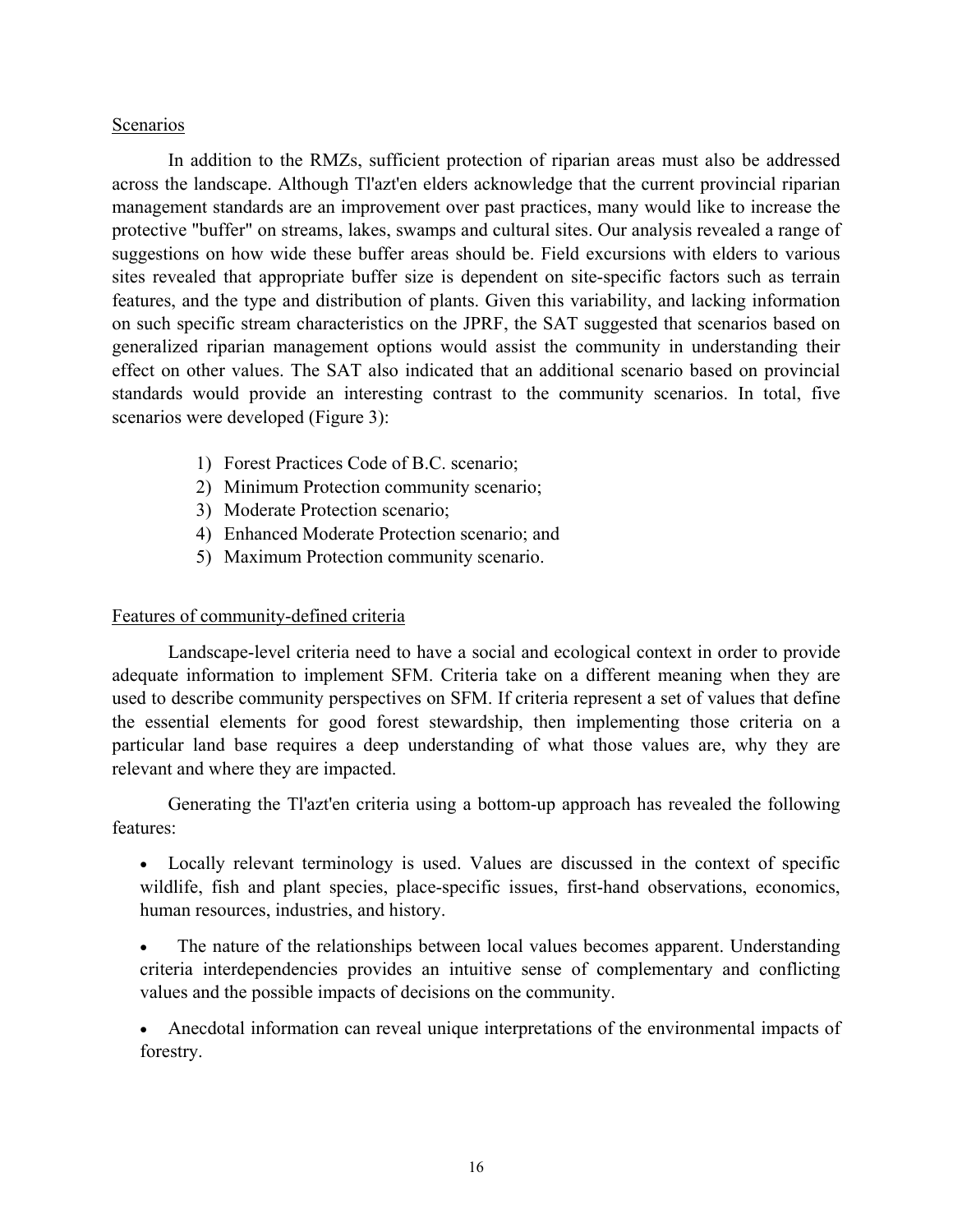### Scenarios

In addition to the RMZs, sufficient protection of riparian areas must also be addressed across the landscape. Although Tl'azt'en elders acknowledge that the current provincial riparian management standards are an improvement over past practices, many would like to increase the protective "buffer" on streams, lakes, swamps and cultural sites. Our analysis revealed a range of suggestions on how wide these buffer areas should be. Field excursions with elders to various sites revealed that appropriate buffer size is dependent on site-specific factors such as terrain features, and the type and distribution of plants. Given this variability, and lacking information on such specific stream characteristics on the JPRF, the SAT suggested that scenarios based on generalized riparian management options would assist the community in understanding their effect on other values. The SAT also indicated that an additional scenario based on provincial standards would provide an interesting contrast to the community scenarios. In total, five scenarios were developed (Figure 3):

1) Forest Practices Code of B.C. scenario;
2) Minimum Protection community scenario;
3) Moderate Protection scenario;
4) Enhanced Moderate Protection scenario; and
5) Maximum Protection community scenario.

### Features of community-defined criteria

Landscape-level criteria need to have a social and ecological context in order to provide adequate information to implement SFM. Criteria take on a different meaning when they are used to describe community perspectives on SFM. If criteria represent a set of values that define the essential elements for good forest stewardship, then implementing those criteria on a particular land base requires a deep understanding of what those values are, why they are relevant and where they are impacted.

Generating the Tl'azt'en criteria using a bottom-up approach has revealed the following features:

- Locally relevant terminology is used. Values are discussed in the context of specific wildlife, fish and plant species, place-specific issues, first-hand observations, economics, human resources, industries, and history.
- The nature of the relationships between local values becomes apparent. Understanding criteria interdependencies provides an intuitive sense of complementary and conflicting values and the possible impacts of decisions on the community.
- Anecdotal information can reveal unique interpretations of the environmental impacts of forestry.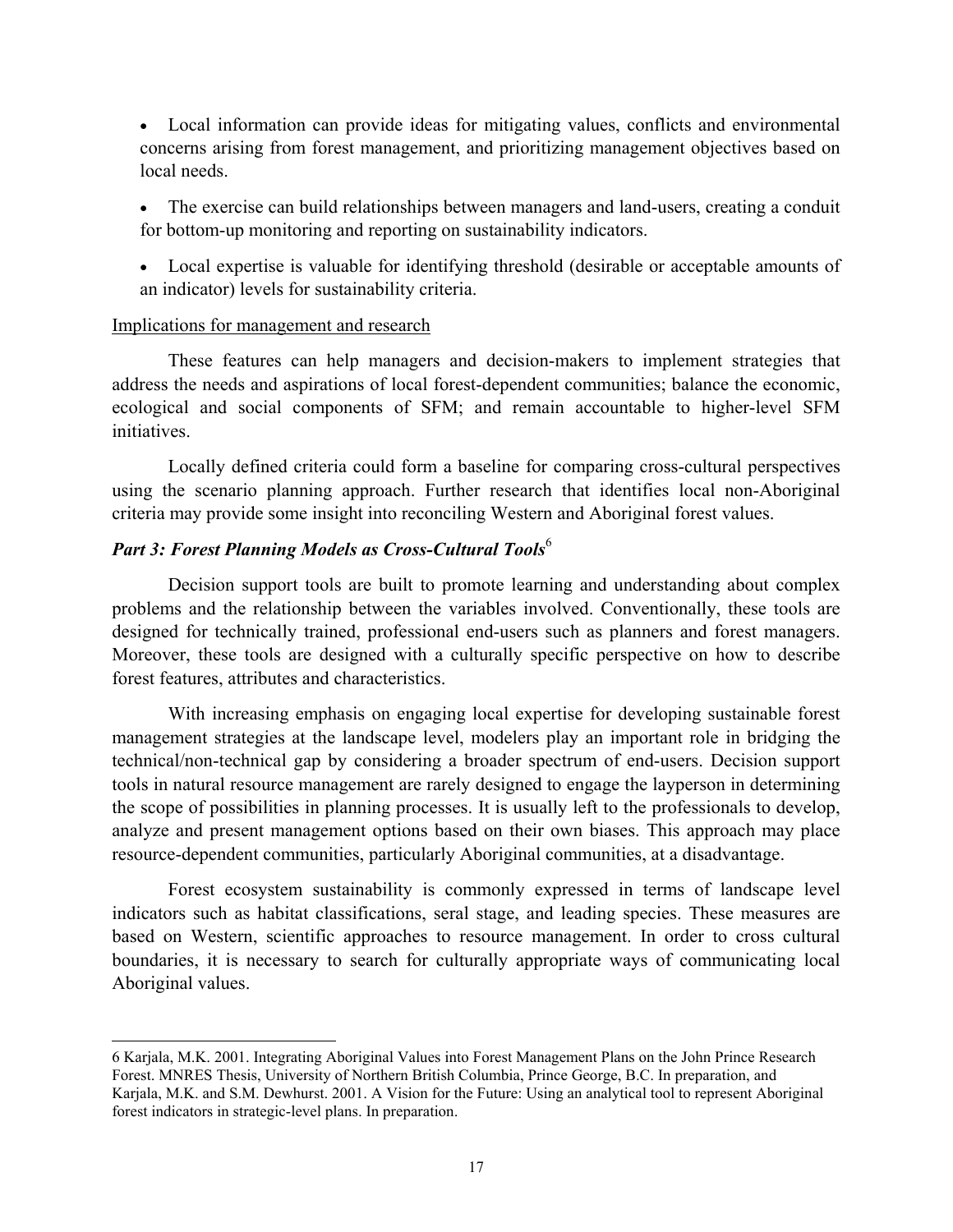- Local information can provide ideas for mitigating values, conflicts and environmental concerns arising from forest management, and prioritizing management objectives based on local needs.

- The exercise can build relationships between managers and land-users, creating a conduit for bottom-up monitoring and reporting on sustainability indicators.

- Local expertise is valuable for identifying threshold (desirable or acceptable amounts of an indicator) levels for sustainability criteria.

Implications for management and research

These features can help managers and decision-makers to implement strategies that address the needs and aspirations of local forest-dependent communities; balance the economic, ecological and social components of SFM; and remain accountable to higher-level SFM initiatives.

Locally defined criteria could form a baseline for comparing cross-cultural perspectives using the scenario planning approach. Further research that identifies local non-Aboriginal criteria may provide some insight into reconciling Western and Aboriginal forest values.

### *Part 3: Forest Planning Models as Cross-Cultural Tools*[6]

Decision support tools are built to promote learning and understanding about complex problems and the relationship between the variables involved. Conventionally, these tools are designed for technically trained, professional end-users such as planners and forest managers. Moreover, these tools are designed with a culturally specific perspective on how to describe forest features, attributes and characteristics.

With increasing emphasis on engaging local expertise for developing sustainable forest management strategies at the landscape level, modelers play an important role in bridging the technical/non-technical gap by considering a broader spectrum of end-users. Decision support tools in natural resource management are rarely designed to engage the layperson in determining the scope of possibilities in planning processes. It is usually left to the professionals to develop, analyze and present management options based on their own biases. This approach may place resource-dependent communities, particularly Aboriginal communities, at a disadvantage.

Forest ecosystem sustainability is commonly expressed in terms of landscape level indicators such as habitat classifications, seral stage, and leading species. These measures are based on Western, scientific approaches to resource management. In order to cross cultural boundaries, it is necessary to search for culturally appropriate ways of communicating local Aboriginal values.

---

6 Karjala, M.K. 2001. Integrating Aboriginal Values into Forest Management Plans on the John Prince Research Forest. MNRES Thesis, University of Northern British Columbia, Prince George, B.C. In preparation, and Karjala, M.K. and S.M. Dewhurst. 2001. A Vision for the Future: Using an analytical tool to represent Aboriginal forest indicators in strategic-level plans. In preparation.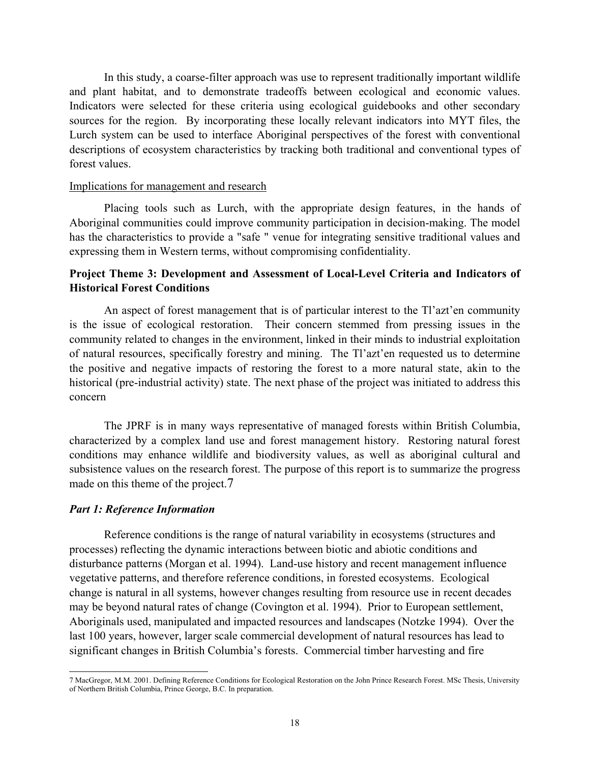In this study, a coarse-filter approach was use to represent traditionally important wildlife and plant habitat, and to demonstrate tradeoffs between ecological and economic values. Indicators were selected for these criteria using ecological guidebooks and other secondary sources for the region. By incorporating these locally relevant indicators into MYT files, the Lurch system can be used to interface Aboriginal perspectives of the forest with conventional descriptions of ecosystem characteristics by tracking both traditional and conventional types of forest values.

Implications for management and research

Placing tools such as Lurch, with the appropriate design features, in the hands of Aboriginal communities could improve community participation in decision-making. The model has the characteristics to provide a "safe " venue for integrating sensitive traditional values and expressing them in Western terms, without compromising confidentiality.

**Project Theme 3: Development and Assessment of Local-Level Criteria and Indicators of Historical Forest Conditions**

An aspect of forest management that is of particular interest to the Tl'azt'en community is the issue of ecological restoration. Their concern stemmed from pressing issues in the community related to changes in the environment, linked in their minds to industrial exploitation of natural resources, specifically forestry and mining. The Tl'azt'en requested us to determine the positive and negative impacts of restoring the forest to a more natural state, akin to the historical (pre-industrial activity) state. The next phase of the project was initiated to address this concern

The JPRF is in many ways representative of managed forests within British Columbia, characterized by a complex land use and forest management history. Restoring natural forest conditions may enhance wildlife and biodiversity values, as well as aboriginal cultural and subsistence values on the research forest. The purpose of this report is to summarize the progress made on this theme of the project.[7]

***Part 1: Reference Information***

Reference conditions is the range of natural variability in ecosystems (structures and processes) reflecting the dynamic interactions between biotic and abiotic conditions and disturbance patterns (Morgan et al. 1994). Land-use history and recent management influence vegetative patterns, and therefore reference conditions, in forested ecosystems. Ecological change is natural in all systems, however changes resulting from resource use in recent decades may be beyond natural rates of change (Covington et al. 1994). Prior to European settlement, Aboriginals used, manipulated and impacted resources and landscapes (Notzke 1994). Over the last 100 years, however, larger scale commercial development of natural resources has lead to significant changes in British Columbia's forests. Commercial timber harvesting and fire

7 MacGregor, M.M. 2001. Defining Reference Conditions for Ecological Restoration on the John Prince Research Forest. MSc Thesis, University of Northern British Columbia, Prince George, B.C. In preparation.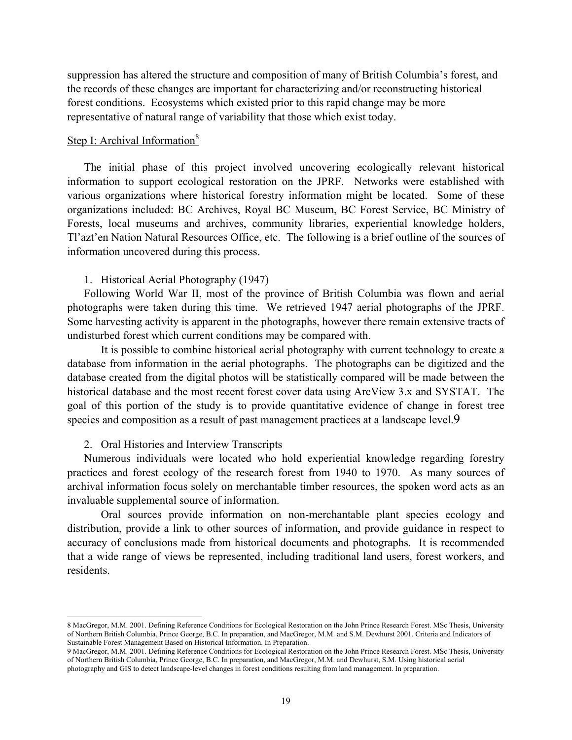suppression has altered the structure and composition of many of British Columbia's forest, and the records of these changes are important for characterizing and/or reconstructing historical forest conditions. Ecosystems which existed prior to this rapid change may be more representative of natural range of variability that those which exist today.

## Step I: Archival Information[8]

The initial phase of this project involved uncovering ecologically relevant historical information to support ecological restoration on the JPRF. Networks were established with various organizations where historical forestry information might be located. Some of these organizations included: BC Archives, Royal BC Museum, BC Forest Service, BC Ministry of Forests, local museums and archives, community libraries, experiential knowledge holders, Tl'azt'en Nation Natural Resources Office, etc. The following is a brief outline of the sources of information uncovered during this process.

1. Historical Aerial Photography (1947)

Following World War II, most of the province of British Columbia was flown and aerial photographs were taken during this time. We retrieved 1947 aerial photographs of the JPRF. Some harvesting activity is apparent in the photographs, however there remain extensive tracts of undisturbed forest which current conditions may be compared with.

It is possible to combine historical aerial photography with current technology to create a database from information in the aerial photographs. The photographs can be digitized and the database created from the digital photos will be statistically compared will be made between the historical database and the most recent forest cover data using ArcView 3.x and SYSTAT. The goal of this portion of the study is to provide quantitative evidence of change in forest tree species and composition as a result of past management practices at a landscape level.[9]

2. Oral Histories and Interview Transcripts

Numerous individuals were located who hold experiential knowledge regarding forestry practices and forest ecology of the research forest from 1940 to 1970. As many sources of archival information focus solely on merchantable timber resources, the spoken word acts as an invaluable supplemental source of information.

Oral sources provide information on non-merchantable plant species ecology and distribution, provide a link to other sources of information, and provide guidance in respect to accuracy of conclusions made from historical documents and photographs. It is recommended that a wide range of views be represented, including traditional land users, forest workers, and residents.

---

8 MacGregor, M.M. 2001. Defining Reference Conditions for Ecological Restoration on the John Prince Research Forest. MSc Thesis, University of Northern British Columbia, Prince George, B.C. In preparation, and MacGregor, M.M. and S.M. Dewhurst 2001. Criteria and Indicators of Sustainable Forest Management Based on Historical Information. In Preparation.

9 MacGregor, M.M. 2001. Defining Reference Conditions for Ecological Restoration on the John Prince Research Forest. MSc Thesis, University of Northern British Columbia, Prince George, B.C. In preparation, and MacGregor, M.M. and Dewhurst, S.M. Using historical aerial photography and GIS to detect landscape-level changes in forest conditions resulting from land management. In preparation.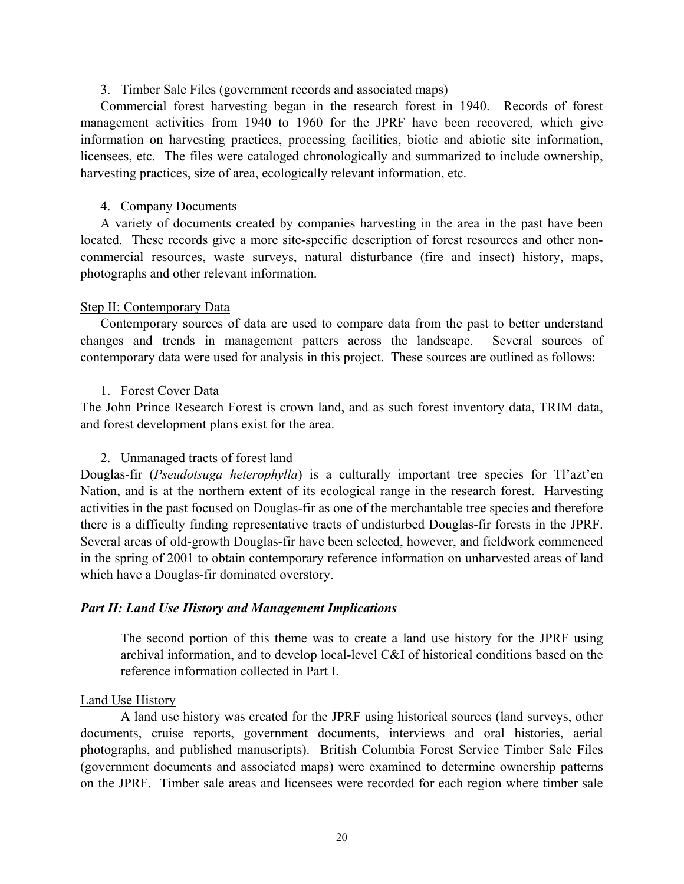3. Timber Sale Files (government records and associated maps)

Commercial forest harvesting began in the research forest in 1940. Records of forest management activities from 1940 to 1960 for the JPRF have been recovered, which give information on harvesting practices, processing facilities, biotic and abiotic site information, licensees, etc. The files were cataloged chronologically and summarized to include ownership, harvesting practices, size of area, ecologically relevant information, etc.

4. Company Documents

A variety of documents created by companies harvesting in the area in the past have been located. These records give a more site-specific description of forest resources and other non-commercial resources, waste surveys, natural disturbance (fire and insect) history, maps, photographs and other relevant information.

Step II: Contemporary Data

Contemporary sources of data are used to compare data from the past to better understand changes and trends in management patters across the landscape. Several sources of contemporary data were used for analysis in this project. These sources are outlined as follows:

1. Forest Cover Data

The John Prince Research Forest is crown land, and as such forest inventory data, TRIM data, and forest development plans exist for the area.

2. Unmanaged tracts of forest land

Douglas-fir (*Pseudotsuga heterophylla*) is a culturally important tree species for Tl'azt'en Nation, and is at the northern extent of its ecological range in the research forest. Harvesting activities in the past focused on Douglas-fir as one of the merchantable tree species and therefore there is a difficulty finding representative tracts of undisturbed Douglas-fir forests in the JPRF. Several areas of old-growth Douglas-fir have been selected, however, and fieldwork commenced in the spring of 2001 to obtain contemporary reference information on unharvested areas of land which have a Douglas-fir dominated overstory.

***Part II: Land Use History and Management Implications***

The second portion of this theme was to create a land use history for the JPRF using archival information, and to develop local-level C&I of historical conditions based on the reference information collected in Part I.

Land Use History

A land use history was created for the JPRF using historical sources (land surveys, other documents, cruise reports, government documents, interviews and oral histories, aerial photographs, and published manuscripts). British Columbia Forest Service Timber Sale Files (government documents and associated maps) were examined to determine ownership patterns on the JPRF. Timber sale areas and licensees were recorded for each region where timber sale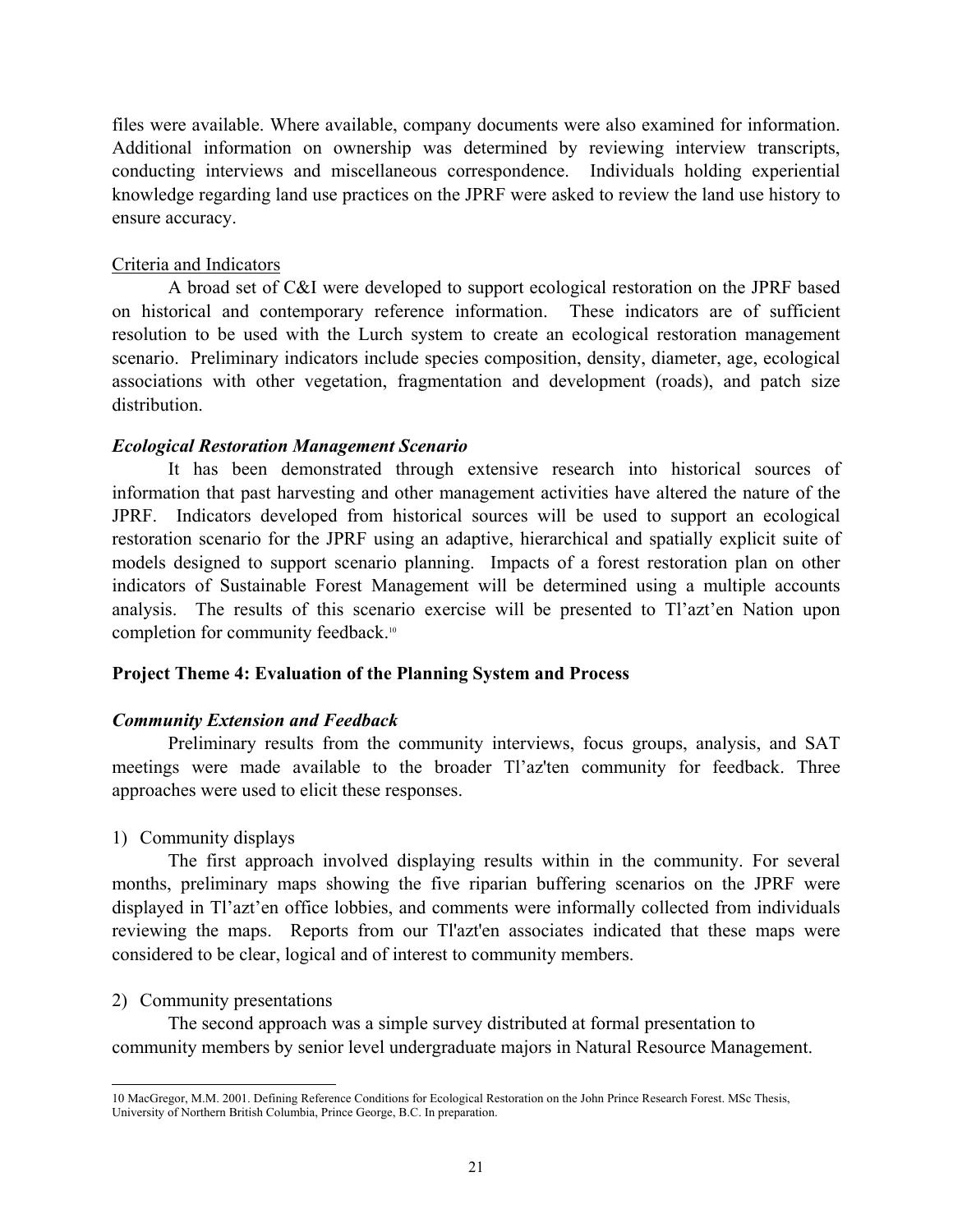files were available. Where available, company documents were also examined for information. Additional information on ownership was determined by reviewing interview transcripts, conducting interviews and miscellaneous correspondence. Individuals holding experiential knowledge regarding land use practices on the JPRF were asked to review the land use history to ensure accuracy.

Criteria and Indicators

A broad set of C&I were developed to support ecological restoration on the JPRF based on historical and contemporary reference information. These indicators are of sufficient resolution to be used with the Lurch system to create an ecological restoration management scenario. Preliminary indicators include species composition, density, diameter, age, ecological associations with other vegetation, fragmentation and development (roads), and patch size distribution.

***Ecological Restoration Management Scenario***

It has been demonstrated through extensive research into historical sources of information that past harvesting and other management activities have altered the nature of the JPRF. Indicators developed from historical sources will be used to support an ecological restoration scenario for the JPRF using an adaptive, hierarchical and spatially explicit suite of models designed to support scenario planning. Impacts of a forest restoration plan on other indicators of Sustainable Forest Management will be determined using a multiple accounts analysis. The results of this scenario exercise will be presented to Tl'azt'en Nation upon completion for community feedback.[10]

**Project Theme 4: Evaluation of the Planning System and Process**

***Community Extension and Feedback***

Preliminary results from the community interviews, focus groups, analysis, and SAT meetings were made available to the broader Tl'az'ten community for feedback. Three approaches were used to elicit these responses.

1) Community displays

The first approach involved displaying results within in the community. For several months, preliminary maps showing the five riparian buffering scenarios on the JPRF were displayed in Tl'azt'en office lobbies, and comments were informally collected from individuals reviewing the maps. Reports from our Tl'azt'en associates indicated that these maps were considered to be clear, logical and of interest to community members.

2) Community presentations

The second approach was a simple survey distributed at formal presentation to community members by senior level undergraduate majors in Natural Resource Management.

10 MacGregor, M.M. 2001. Defining Reference Conditions for Ecological Restoration on the John Prince Research Forest. MSc Thesis, University of Northern British Columbia, Prince George, B.C. In preparation.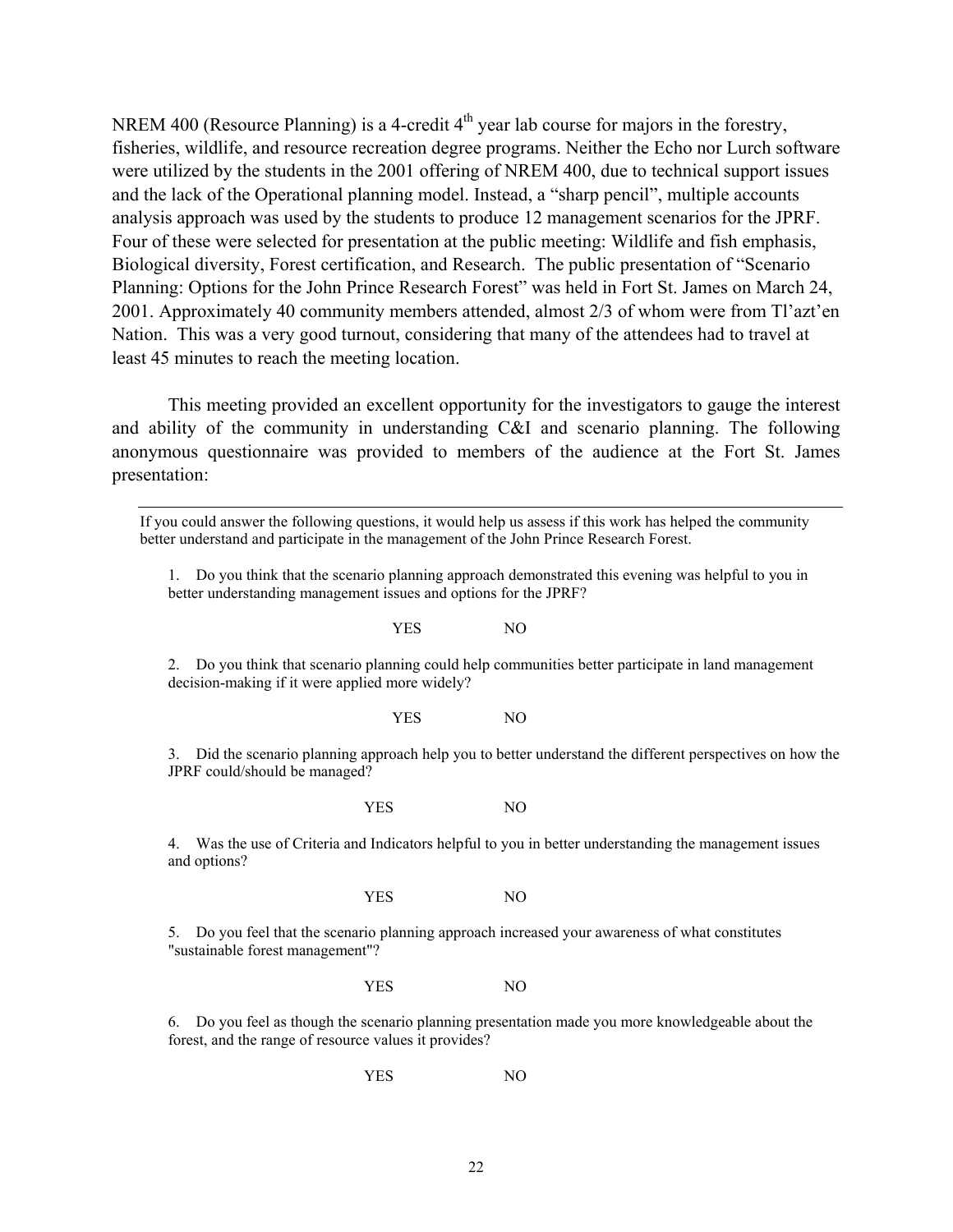NREM 400 (Resource Planning) is a 4-credit 4th year lab course for majors in the forestry, fisheries, wildlife, and resource recreation degree programs. Neither the Echo nor Lurch software were utilized by the students in the 2001 offering of NREM 400, due to technical support issues and the lack of the Operational planning model. Instead, a "sharp pencil", multiple accounts analysis approach was used by the students to produce 12 management scenarios for the JPRF. Four of these were selected for presentation at the public meeting: Wildlife and fish emphasis, Biological diversity, Forest certification, and Research. The public presentation of "Scenario Planning: Options for the John Prince Research Forest" was held in Fort St. James on March 24, 2001. Approximately 40 community members attended, almost 2/3 of whom were from Tl'azt'en Nation. This was a very good turnout, considering that many of the attendees had to travel at least 45 minutes to reach the meeting location.

This meeting provided an excellent opportunity for the investigators to gauge the interest and ability of the community in understanding C&I and scenario planning. The following anonymous questionnaire was provided to members of the audience at the Fort St. James presentation:

---

If you could answer the following questions, it would help us assess if this work has helped the community better understand and participate in the management of the John Prince Research Forest.

1. Do you think that the scenario planning approach demonstrated this evening was helpful to you in better understanding management issues and options for the JPRF?

   YES NO

2. Do you think that scenario planning could help communities better participate in land management decision-making if it were applied more widely?

   YES NO

3. Did the scenario planning approach help you to better understand the different perspectives on how the JPRF could/should be managed?

   YES NO

4. Was the use of Criteria and Indicators helpful to you in better understanding the management issues and options?

   YES NO

5. Do you feel that the scenario planning approach increased your awareness of what constitutes "sustainable forest management"?

   YES NO

6. Do you feel as though the scenario planning presentation made you more knowledgeable about the forest, and the range of resource values it provides?

   YES NO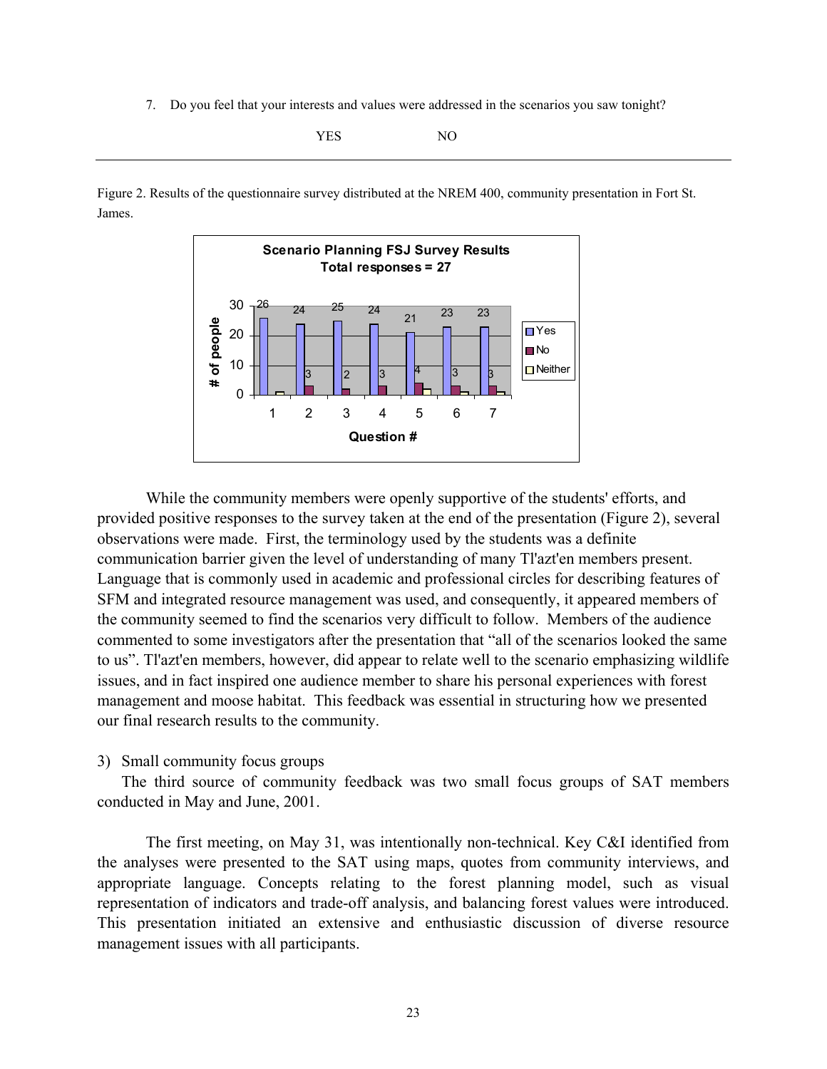7. Do you feel that your interests and values were addressed in the scenarios you saw tonight?

YES NO

---

Figure 2. Results of the questionnaire survey distributed at the NREM 400, community presentation in Fort St. James.

**Scenario Planning FSJ Survey Results**
**Total responses = 27**

| Question # | Yes | No | Neither |
|---|---|---|---|
| 1 | 26 | | |
| 2 | 24 | 3 | |
| 3 | 25 | 2 | |
| 4 | 24 | 3 | |
| 5 | 21 | 4 | |
| 6 | 23 | 3 | |
| 7 | 23 | 3 | |

While the community members were openly supportive of the students' efforts, and provided positive responses to the survey taken at the end of the presentation (Figure 2), several observations were made. First, the terminology used by the students was a definite communication barrier given the level of understanding of many Tl'azt'en members present. Language that is commonly used in academic and professional circles for describing features of SFM and integrated resource management was used, and consequently, it appeared members of the community seemed to find the scenarios very difficult to follow. Members of the audience commented to some investigators after the presentation that "all of the scenarios looked the same to us". Tl'azt'en members, however, did appear to relate well to the scenario emphasizing wildlife issues, and in fact inspired one audience member to share his personal experiences with forest management and moose habitat. This feedback was essential in structuring how we presented our final research results to the community.

3) Small community focus groups

The third source of community feedback was two small focus groups of SAT members conducted in May and June, 2001.

The first meeting, on May 31, was intentionally non-technical. Key C&I identified from the analyses were presented to the SAT using maps, quotes from community interviews, and appropriate language. Concepts relating to the forest planning model, such as visual representation of indicators and trade-off analysis, and balancing forest values were introduced. This presentation initiated an extensive and enthusiastic discussion of diverse resource management issues with all participants.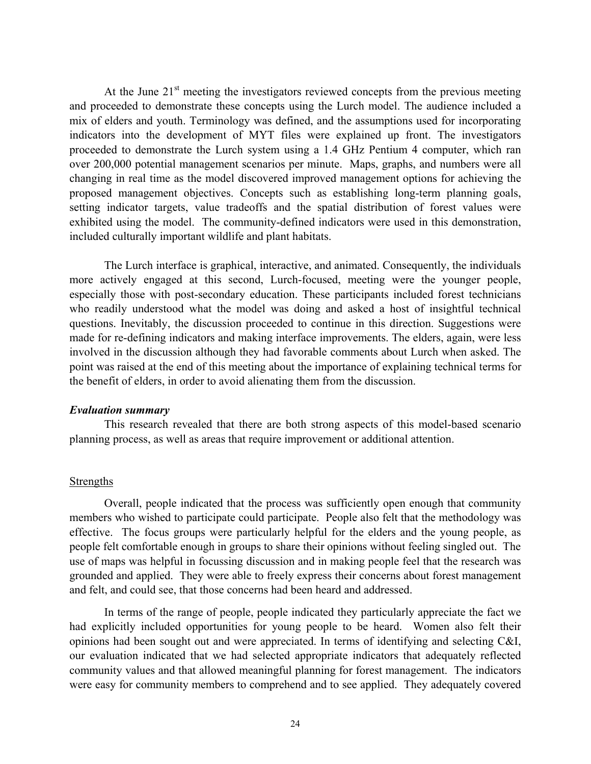At the June 21st meeting the investigators reviewed concepts from the previous meeting and proceeded to demonstrate these concepts using the Lurch model. The audience included a mix of elders and youth. Terminology was defined, and the assumptions used for incorporating indicators into the development of MYT files were explained up front. The investigators proceeded to demonstrate the Lurch system using a 1.4 GHz Pentium 4 computer, which ran over 200,000 potential management scenarios per minute. Maps, graphs, and numbers were all changing in real time as the model discovered improved management options for achieving the proposed management objectives. Concepts such as establishing long-term planning goals, setting indicator targets, value tradeoffs and the spatial distribution of forest values were exhibited using the model. The community-defined indicators were used in this demonstration, included culturally important wildlife and plant habitats.

The Lurch interface is graphical, interactive, and animated. Consequently, the individuals more actively engaged at this second, Lurch-focused, meeting were the younger people, especially those with post-secondary education. These participants included forest technicians who readily understood what the model was doing and asked a host of insightful technical questions. Inevitably, the discussion proceeded to continue in this direction. Suggestions were made for re-defining indicators and making interface improvements. The elders, again, were less involved in the discussion although they had favorable comments about Lurch when asked. The point was raised at the end of this meeting about the importance of explaining technical terms for the benefit of elders, in order to avoid alienating them from the discussion.

### *Evaluation summary*

This research revealed that there are both strong aspects of this model-based scenario planning process, as well as areas that require improvement or additional attention.

#### Strengths

Overall, people indicated that the process was sufficiently open enough that community members who wished to participate could participate. People also felt that the methodology was effective. The focus groups were particularly helpful for the elders and the young people, as people felt comfortable enough in groups to share their opinions without feeling singled out. The use of maps was helpful in focussing discussion and in making people feel that the research was grounded and applied. They were able to freely express their concerns about forest management and felt, and could see, that those concerns had been heard and addressed.

In terms of the range of people, people indicated they particularly appreciate the fact we had explicitly included opportunities for young people to be heard. Women also felt their opinions had been sought out and were appreciated. In terms of identifying and selecting C&I, our evaluation indicated that we had selected appropriate indicators that adequately reflected community values and that allowed meaningful planning for forest management. The indicators were easy for community members to comprehend and to see applied. They adequately covered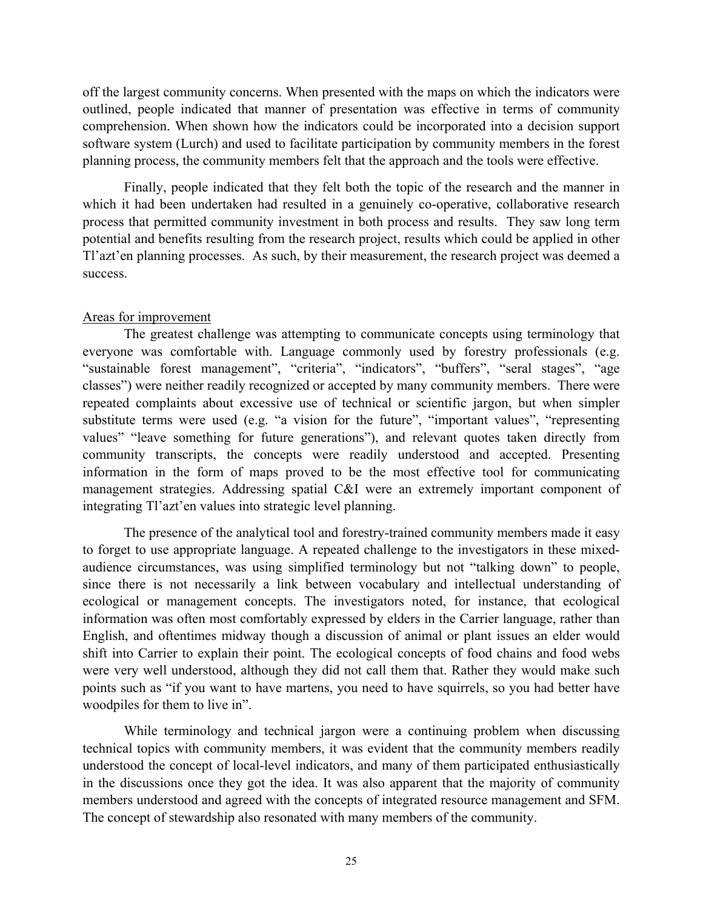off the largest community concerns. When presented with the maps on which the indicators were outlined, people indicated that manner of presentation was effective in terms of community comprehension. When shown how the indicators could be incorporated into a decision support software system (Lurch) and used to facilitate participation by community members in the forest planning process, the community members felt that the approach and the tools were effective.

Finally, people indicated that they felt both the topic of the research and the manner in which it had been undertaken had resulted in a genuinely co-operative, collaborative research process that permitted community investment in both process and results. They saw long term potential and benefits resulting from the research project, results which could be applied in other Tl'azt'en planning processes. As such, by their measurement, the research project was deemed a success.

<u>Areas for improvement</u>

The greatest challenge was attempting to communicate concepts using terminology that everyone was comfortable with. Language commonly used by forestry professionals (e.g. "sustainable forest management", "criteria", "indicators", "buffers", "seral stages", "age classes") were neither readily recognized or accepted by many community members. There were repeated complaints about excessive use of technical or scientific jargon, but when simpler substitute terms were used (e.g. "a vision for the future", "important values", "representing values" "leave something for future generations"), and relevant quotes taken directly from community transcripts, the concepts were readily understood and accepted. Presenting information in the form of maps proved to be the most effective tool for communicating management strategies. Addressing spatial C&I were an extremely important component of integrating Tl'azt'en values into strategic level planning.

The presence of the analytical tool and forestry-trained community members made it easy to forget to use appropriate language. A repeated challenge to the investigators in these mixed-audience circumstances, was using simplified terminology but not "talking down" to people, since there is not necessarily a link between vocabulary and intellectual understanding of ecological or management concepts. The investigators noted, for instance, that ecological information was often most comfortably expressed by elders in the Carrier language, rather than English, and oftentimes midway though a discussion of animal or plant issues an elder would shift into Carrier to explain their point. The ecological concepts of food chains and food webs were very well understood, although they did not call them that. Rather they would make such points such as "if you want to have martens, you need to have squirrels, so you had better have woodpiles for them to live in".

While terminology and technical jargon were a continuing problem when discussing technical topics with community members, it was evident that the community members readily understood the concept of local-level indicators, and many of them participated enthusiastically in the discussions once they got the idea. It was also apparent that the majority of community members understood and agreed with the concepts of integrated resource management and SFM. The concept of stewardship also resonated with many members of the community.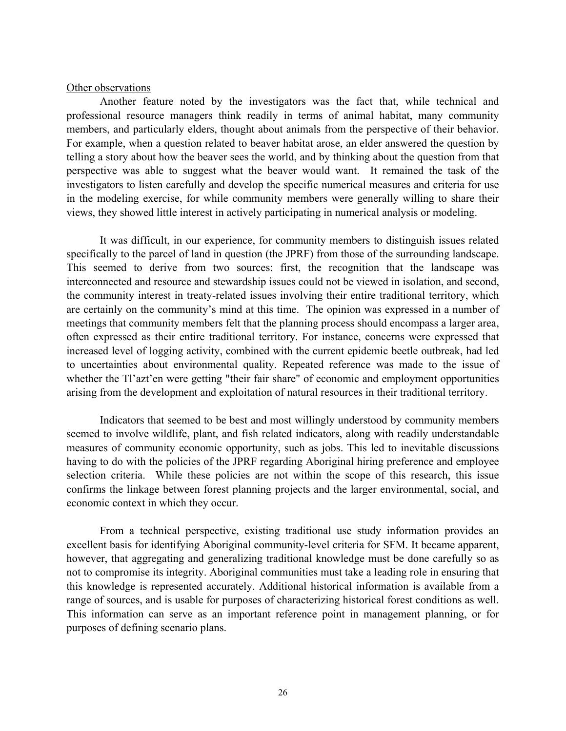Other observations

Another feature noted by the investigators was the fact that, while technical and professional resource managers think readily in terms of animal habitat, many community members, and particularly elders, thought about animals from the perspective of their behavior. For example, when a question related to beaver habitat arose, an elder answered the question by telling a story about how the beaver sees the world, and by thinking about the question from that perspective was able to suggest what the beaver would want. It remained the task of the investigators to listen carefully and develop the specific numerical measures and criteria for use in the modeling exercise, for while community members were generally willing to share their views, they showed little interest in actively participating in numerical analysis or modeling.

It was difficult, in our experience, for community members to distinguish issues related specifically to the parcel of land in question (the JPRF) from those of the surrounding landscape. This seemed to derive from two sources: first, the recognition that the landscape was interconnected and resource and stewardship issues could not be viewed in isolation, and second, the community interest in treaty-related issues involving their entire traditional territory, which are certainly on the community's mind at this time. The opinion was expressed in a number of meetings that community members felt that the planning process should encompass a larger area, often expressed as their entire traditional territory. For instance, concerns were expressed that increased level of logging activity, combined with the current epidemic beetle outbreak, had led to uncertainties about environmental quality. Repeated reference was made to the issue of whether the Tl'azt'en were getting "their fair share" of economic and employment opportunities arising from the development and exploitation of natural resources in their traditional territory.

Indicators that seemed to be best and most willingly understood by community members seemed to involve wildlife, plant, and fish related indicators, along with readily understandable measures of community economic opportunity, such as jobs. This led to inevitable discussions having to do with the policies of the JPRF regarding Aboriginal hiring preference and employee selection criteria. While these policies are not within the scope of this research, this issue confirms the linkage between forest planning projects and the larger environmental, social, and economic context in which they occur.

From a technical perspective, existing traditional use study information provides an excellent basis for identifying Aboriginal community-level criteria for SFM. It became apparent, however, that aggregating and generalizing traditional knowledge must be done carefully so as not to compromise its integrity. Aboriginal communities must take a leading role in ensuring that this knowledge is represented accurately. Additional historical information is available from a range of sources, and is usable for purposes of characterizing historical forest conditions as well. This information can serve as an important reference point in management planning, or for purposes of defining scenario plans.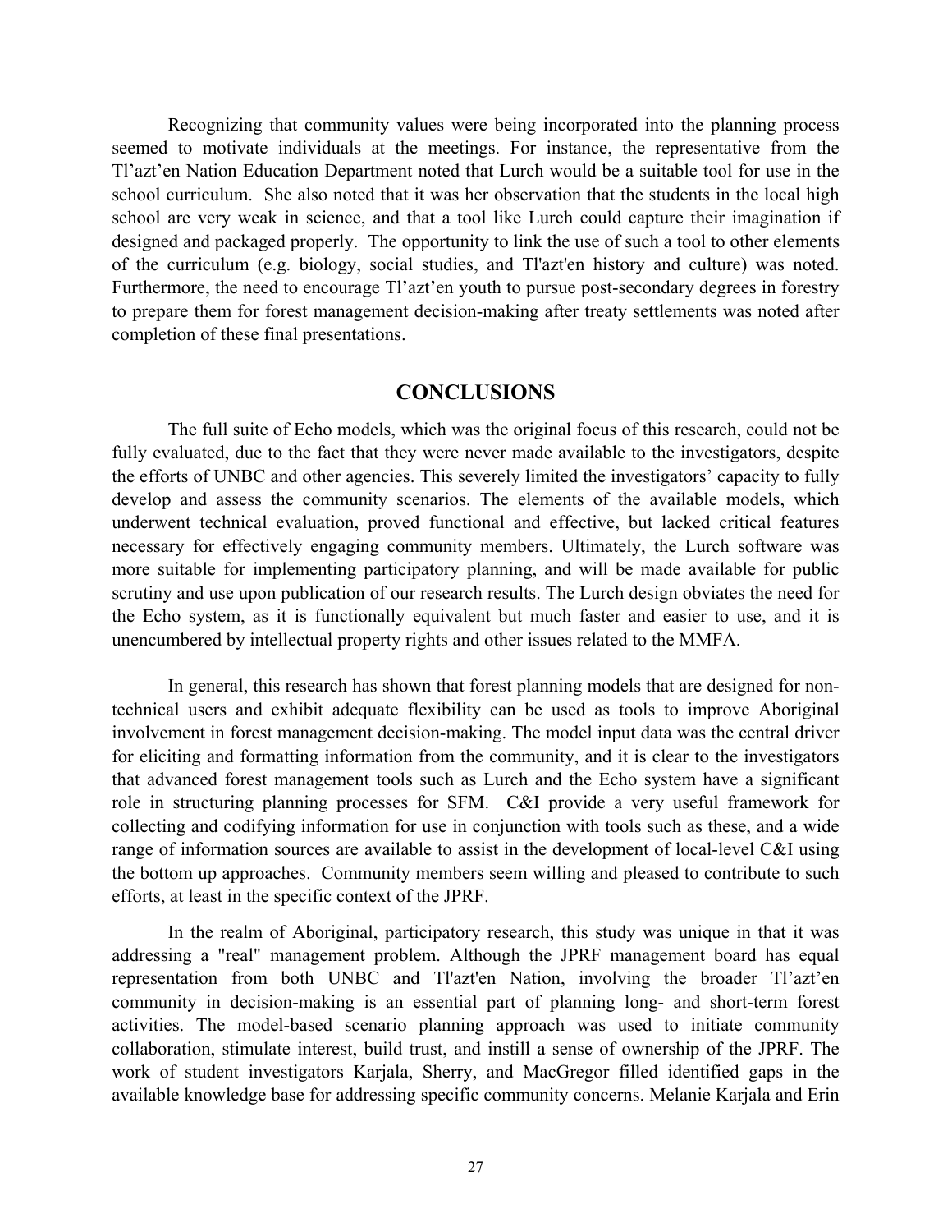Recognizing that community values were being incorporated into the planning process seemed to motivate individuals at the meetings. For instance, the representative from the Tl'azt'en Nation Education Department noted that Lurch would be a suitable tool for use in the school curriculum. She also noted that it was her observation that the students in the local high school are very weak in science, and that a tool like Lurch could capture their imagination if designed and packaged properly. The opportunity to link the use of such a tool to other elements of the curriculum (e.g. biology, social studies, and Tl'azt'en history and culture) was noted. Furthermore, the need to encourage Tl'azt'en youth to pursue post-secondary degrees in forestry to prepare them for forest management decision-making after treaty settlements was noted after completion of these final presentations.

## CONCLUSIONS

The full suite of Echo models, which was the original focus of this research, could not be fully evaluated, due to the fact that they were never made available to the investigators, despite the efforts of UNBC and other agencies. This severely limited the investigators' capacity to fully develop and assess the community scenarios. The elements of the available models, which underwent technical evaluation, proved functional and effective, but lacked critical features necessary for effectively engaging community members. Ultimately, the Lurch software was more suitable for implementing participatory planning, and will be made available for public scrutiny and use upon publication of our research results. The Lurch design obviates the need for the Echo system, as it is functionally equivalent but much faster and easier to use, and it is unencumbered by intellectual property rights and other issues related to the MMFA.

In general, this research has shown that forest planning models that are designed for non-technical users and exhibit adequate flexibility can be used as tools to improve Aboriginal involvement in forest management decision-making. The model input data was the central driver for eliciting and formatting information from the community, and it is clear to the investigators that advanced forest management tools such as Lurch and the Echo system have a significant role in structuring planning processes for SFM. C&I provide a very useful framework for collecting and codifying information for use in conjunction with tools such as these, and a wide range of information sources are available to assist in the development of local-level C&I using the bottom up approaches. Community members seem willing and pleased to contribute to such efforts, at least in the specific context of the JPRF.

In the realm of Aboriginal, participatory research, this study was unique in that it was addressing a "real" management problem. Although the JPRF management board has equal representation from both UNBC and Tl'azt'en Nation, involving the broader Tl'azt'en community in decision-making is an essential part of planning long- and short-term forest activities. The model-based scenario planning approach was used to initiate community collaboration, stimulate interest, build trust, and instill a sense of ownership of the JPRF. The work of student investigators Karjala, Sherry, and MacGregor filled identified gaps in the available knowledge base for addressing specific community concerns. Melanie Karjala and Erin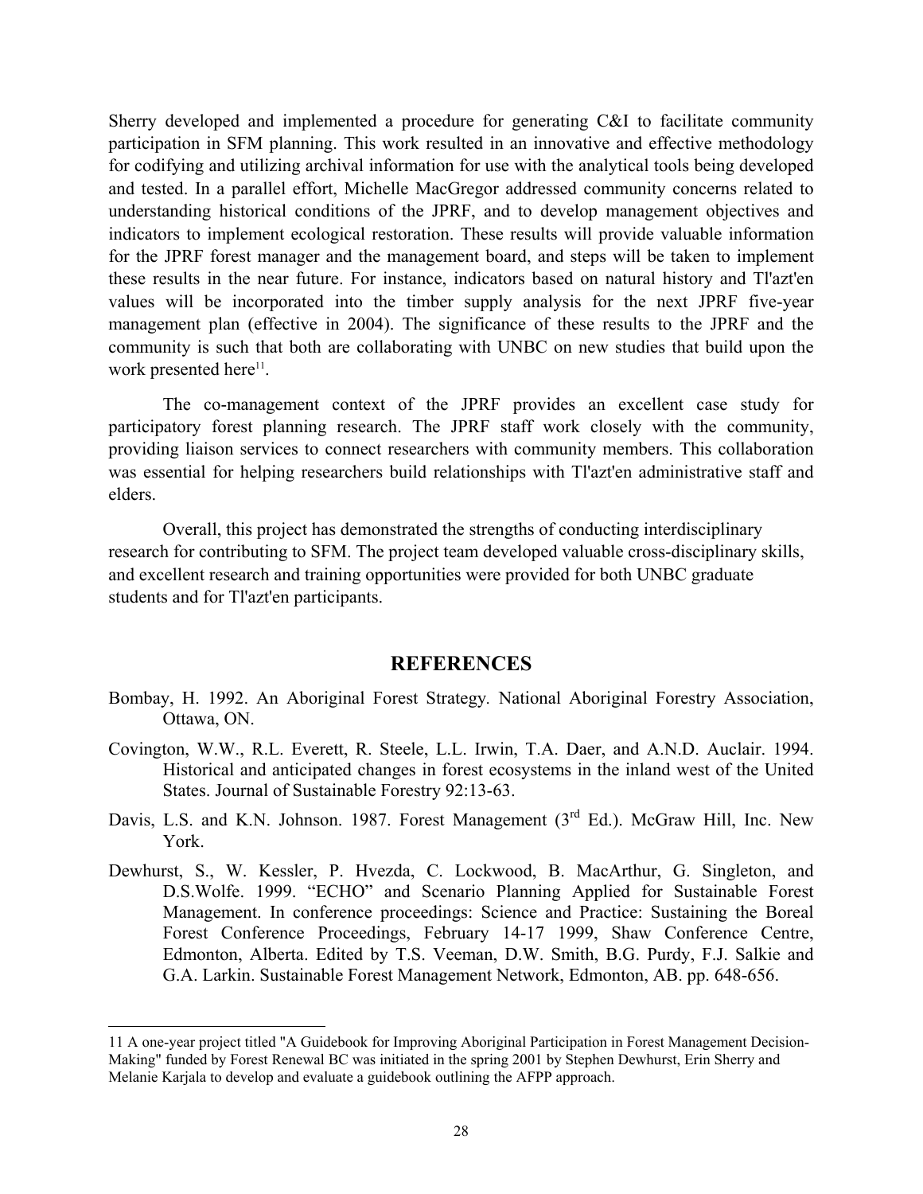Sherry developed and implemented a procedure for generating C&I to facilitate community participation in SFM planning. This work resulted in an innovative and effective methodology for codifying and utilizing archival information for use with the analytical tools being developed and tested. In a parallel effort, Michelle MacGregor addressed community concerns related to understanding historical conditions of the JPRF, and to develop management objectives and indicators to implement ecological restoration. These results will provide valuable information for the JPRF forest manager and the management board, and steps will be taken to implement these results in the near future. For instance, indicators based on natural history and Tl'azt'en values will be incorporated into the timber supply analysis for the next JPRF five-year management plan (effective in 2004). The significance of these results to the JPRF and the community is such that both are collaborating with UNBC on new studies that build upon the work presented here[11].

The co-management context of the JPRF provides an excellent case study for participatory forest planning research. The JPRF staff work closely with the community, providing liaison services to connect researchers with community members. This collaboration was essential for helping researchers build relationships with Tl'azt'en administrative staff and elders.

Overall, this project has demonstrated the strengths of conducting interdisciplinary research for contributing to SFM. The project team developed valuable cross-disciplinary skills, and excellent research and training opportunities were provided for both UNBC graduate students and for Tl'azt'en participants.

## REFERENCES

Bombay, H. 1992. An Aboriginal Forest Strategy. National Aboriginal Forestry Association, Ottawa, ON.

Covington, W.W., R.L. Everett, R. Steele, L.L. Irwin, T.A. Daer, and A.N.D. Auclair. 1994. Historical and anticipated changes in forest ecosystems in the inland west of the United States. Journal of Sustainable Forestry 92:13-63.

Davis, L.S. and K.N. Johnson. 1987. Forest Management (3rd Ed.). McGraw Hill, Inc. New York.

Dewhurst, S., W. Kessler, P. Hvezda, C. Lockwood, B. MacArthur, G. Singleton, and D.S.Wolfe. 1999. "ECHO" and Scenario Planning Applied for Sustainable Forest Management. In conference proceedings: Science and Practice: Sustaining the Boreal Forest Conference Proceedings, February 14-17 1999, Shaw Conference Centre, Edmonton, Alberta. Edited by T.S. Veeman, D.W. Smith, B.G. Purdy, F.J. Salkie and G.A. Larkin. Sustainable Forest Management Network, Edmonton, AB. pp. 648-656.

---

11 A one-year project titled "A Guidebook for Improving Aboriginal Participation in Forest Management Decision-Making" funded by Forest Renewal BC was initiated in the spring 2001 by Stephen Dewhurst, Erin Sherry and Melanie Karjala to develop and evaluate a guidebook outlining the AFPP approach.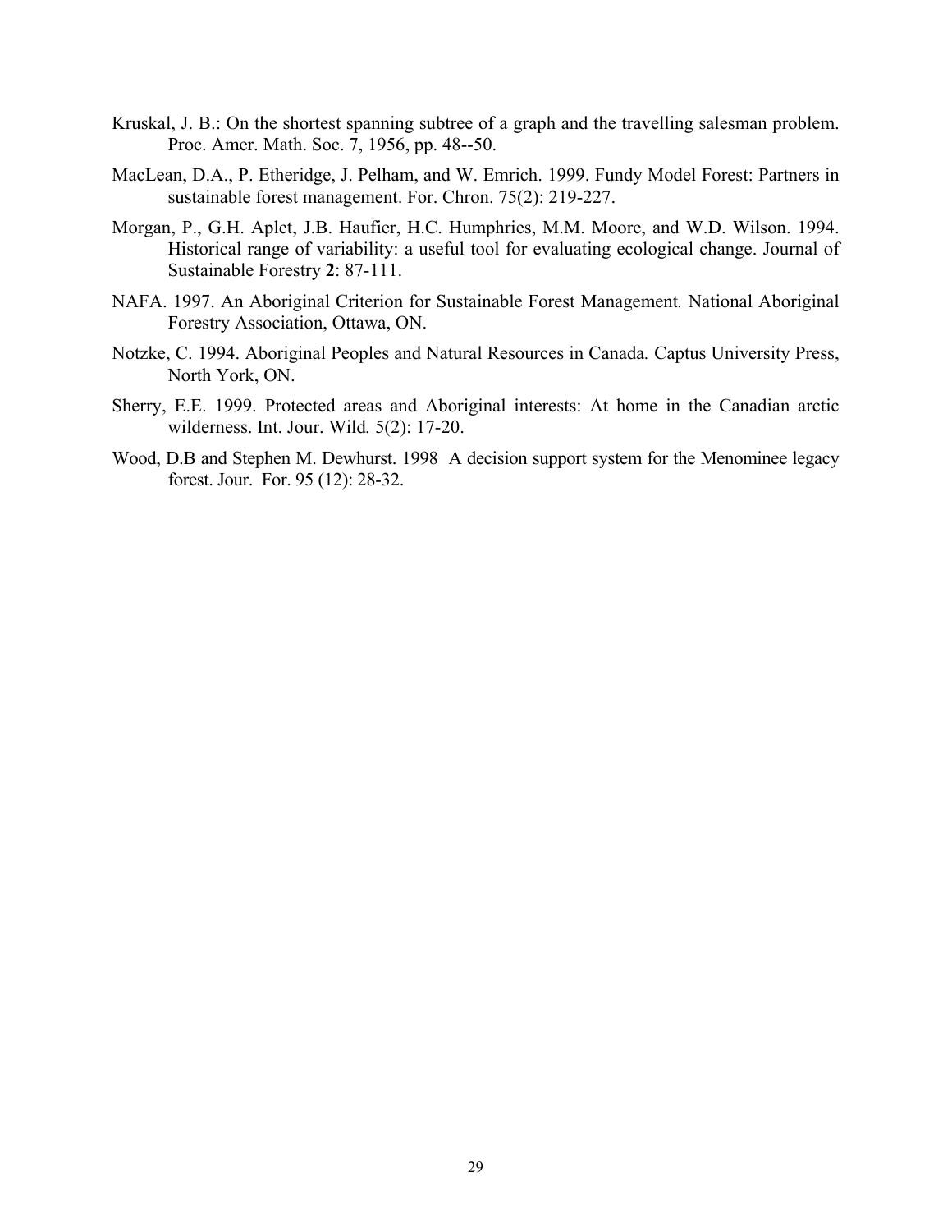Kruskal, J. B.: On the shortest spanning subtree of a graph and the travelling salesman problem. Proc. Amer. Math. Soc. 7, 1956, pp. 48--50.

MacLean, D.A., P. Etheridge, J. Pelham, and W. Emrich. 1999. Fundy Model Forest: Partners in sustainable forest management. For. Chron. 75(2): 219-227.

Morgan, P., G.H. Aplet, J.B. Haufier, H.C. Humphries, M.M. Moore, and W.D. Wilson. 1994. Historical range of variability: a useful tool for evaluating ecological change. Journal of Sustainable Forestry **2**: 87-111.

NAFA. 1997. An Aboriginal Criterion for Sustainable Forest Management*.* National Aboriginal Forestry Association, Ottawa, ON.

Notzke, C. 1994. Aboriginal Peoples and Natural Resources in Canada*.* Captus University Press, North York, ON.

Sherry, E.E. 1999. Protected areas and Aboriginal interests: At home in the Canadian arctic wilderness. Int. Jour. Wild*.* 5(2): 17-20.

Wood, D.B and Stephen M. Dewhurst. 1998 A decision support system for the Menominee legacy forest. Jour. For. 95 (12): 28-32.